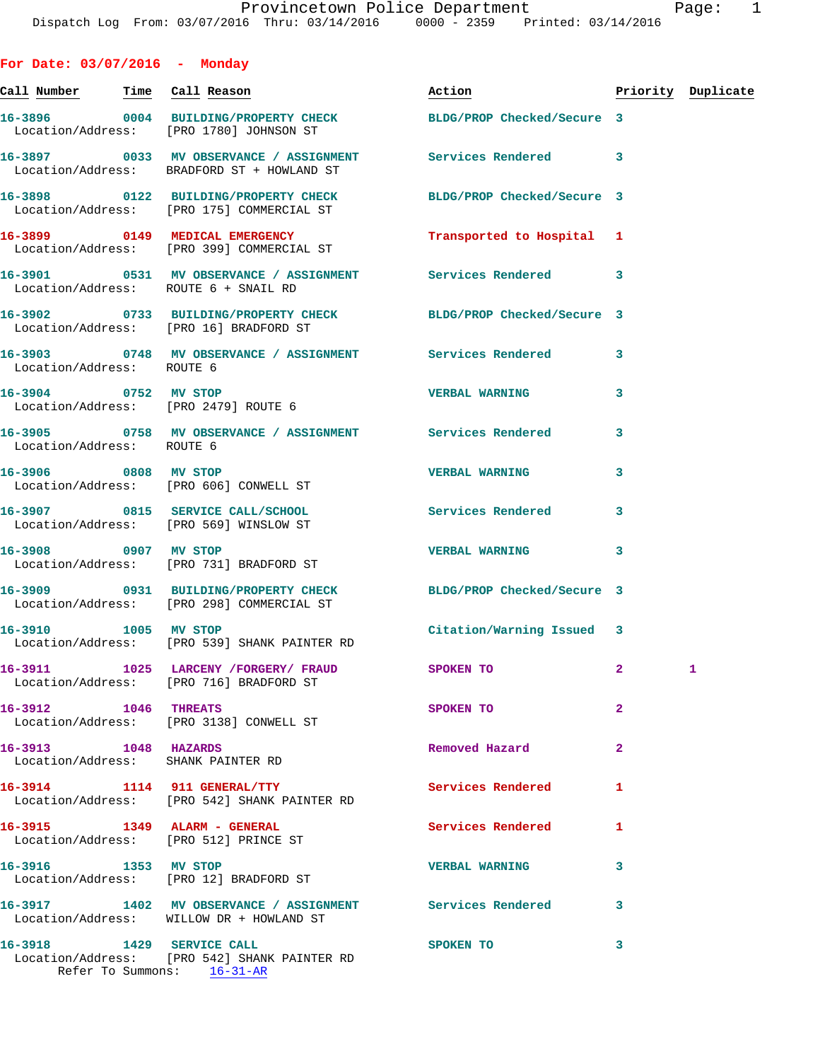Provincetown Police Department
Dispatch Log From: 03/07/2016 Thru: 03/14/2016 0000 - 2359 Printed: 03/14/2016

## For Date: 03/07/2016 - Monday

| Call Number | Time | Call Reason | Action | Priority | Duplicate |
|---|---|---|---|---|---|
| 16-3896 | 0004 | BUILDING/PROPERTY CHECK | BLDG/PROP Checked/Secure | 3 | |
| Location/Address: | | [PRO 1780] JOHNSON ST | | | |
| 16-3897 | 0033 | MV OBSERVANCE / ASSIGNMENT | Services Rendered | 3 | |
| Location/Address: | | BRADFORD ST + HOWLAND ST | | | |
| 16-3898 | 0122 | BUILDING/PROPERTY CHECK | BLDG/PROP Checked/Secure | 3 | |
| Location/Address: | | [PRO 175] COMMERCIAL ST | | | |
| 16-3899 | 0149 | MEDICAL EMERGENCY | Transported to Hospital | 1 | |
| Location/Address: | | [PRO 399] COMMERCIAL ST | | | |
| 16-3901 | 0531 | MV OBSERVANCE / ASSIGNMENT | Services Rendered | 3 | |
| Location/Address: | | ROUTE 6 + SNAIL RD | | | |
| 16-3902 | 0733 | BUILDING/PROPERTY CHECK | BLDG/PROP Checked/Secure | 3 | |
| Location/Address: | | [PRO 16] BRADFORD ST | | | |
| 16-3903 | 0748 | MV OBSERVANCE / ASSIGNMENT | Services Rendered | 3 | |
| Location/Address: | | ROUTE 6 | | | |
| 16-3904 | 0752 | MV STOP | VERBAL WARNING | 3 | |
| Location/Address: | | [PRO 2479] ROUTE 6 | | | |
| 16-3905 | 0758 | MV OBSERVANCE / ASSIGNMENT | Services Rendered | 3 | |
| Location/Address: | | ROUTE 6 | | | |
| 16-3906 | 0808 | MV STOP | VERBAL WARNING | 3 | |
| Location/Address: | | [PRO 606] CONWELL ST | | | |
| 16-3907 | 0815 | SERVICE CALL/SCHOOL | Services Rendered | 3 | |
| Location/Address: | | [PRO 569] WINSLOW ST | | | |
| 16-3908 | 0907 | MV STOP | VERBAL WARNING | 3 | |
| Location/Address: | | [PRO 731] BRADFORD ST | | | |
| 16-3909 | 0931 | BUILDING/PROPERTY CHECK | BLDG/PROP Checked/Secure | 3 | |
| Location/Address: | | [PRO 298] COMMERCIAL ST | | | |
| 16-3910 | 1005 | MV STOP | Citation/Warning Issued | 3 | |
| Location/Address: | | [PRO 539] SHANK PAINTER RD | | | |
| 16-3911 | 1025 | LARCENY /FORGERY/ FRAUD | SPOKEN TO | 2 | 1 |
| Location/Address: | | [PRO 716] BRADFORD ST | | | |
| 16-3912 | 1046 | THREATS | SPOKEN TO | 2 | |
| Location/Address: | | [PRO 3138] CONWELL ST | | | |
| 16-3913 | 1048 | HAZARDS | Removed Hazard | 2 | |
| Location/Address: | | SHANK PAINTER RD | | | |
| 16-3914 | 1114 | 911 GENERAL/TTY | Services Rendered | 1 | |
| Location/Address: | | [PRO 542] SHANK PAINTER RD | | | |
| 16-3915 | 1349 | ALARM - GENERAL | Services Rendered | 1 | |
| Location/Address: | | [PRO 512] PRINCE ST | | | |
| 16-3916 | 1353 | MV STOP | VERBAL WARNING | 3 | |
| Location/Address: | | [PRO 12] BRADFORD ST | | | |
| 16-3917 | 1402 | MV OBSERVANCE / ASSIGNMENT | Services Rendered | 3 | |
| Location/Address: | | WILLOW DR + HOWLAND ST | | | |
| 16-3918 | 1429 | SERVICE CALL | SPOKEN TO | 3 | |
| Location/Address: | | [PRO 542] SHANK PAINTER RD | | | |
| Refer To Summons: | | 16-31-AR | | | |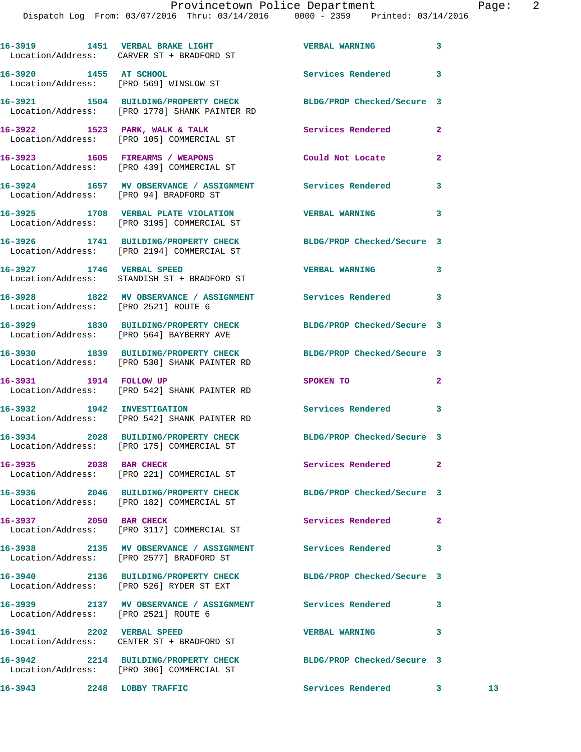16-3919 1451 VERBAL BRAKE LIGHT VERBAL WARNING 3
Location/Address: CARVER ST + BRADFORD ST

16-3920 1455 AT SCHOOL Services Rendered 3
Location/Address: [PRO 569] WINSLOW ST

16-3921 1504 BUILDING/PROPERTY CHECK BLDG/PROP Checked/Secure 3
Location/Address: [PRO 1778] SHANK PAINTER RD

16-3922 1523 PARK, WALK & TALK Services Rendered 2
Location/Address: [PRO 105] COMMERCIAL ST

16-3923 1605 FIREARMS / WEAPONS Could Not Locate 2
Location/Address: [PRO 439] COMMERCIAL ST

16-3924 1657 MV OBSERVANCE / ASSIGNMENT Services Rendered 3
Location/Address: [PRO 94] BRADFORD ST

16-3925 1708 VERBAL PLATE VIOLATION VERBAL WARNING 3
Location/Address: [PRO 3195] COMMERCIAL ST

16-3926 1741 BUILDING/PROPERTY CHECK BLDG/PROP Checked/Secure 3
Location/Address: [PRO 2194] COMMERCIAL ST

16-3927 1746 VERBAL SPEED VERBAL WARNING 3
Location/Address: STANDISH ST + BRADFORD ST

16-3928 1822 MV OBSERVANCE / ASSIGNMENT Services Rendered 3
Location/Address: [PRO 2521] ROUTE 6

16-3929 1830 BUILDING/PROPERTY CHECK BLDG/PROP Checked/Secure 3
Location/Address: [PRO 564] BAYBERRY AVE

16-3930 1839 BUILDING/PROPERTY CHECK BLDG/PROP Checked/Secure 3
Location/Address: [PRO 530] SHANK PAINTER RD

16-3931 1914 FOLLOW UP SPOKEN TO 2
Location/Address: [PRO 542] SHANK PAINTER RD

16-3932 1942 INVESTIGATION Services Rendered 3
Location/Address: [PRO 542] SHANK PAINTER RD

16-3934 2028 BUILDING/PROPERTY CHECK BLDG/PROP Checked/Secure 3
Location/Address: [PRO 175] COMMERCIAL ST

16-3935 2038 BAR CHECK Services Rendered 2
Location/Address: [PRO 221] COMMERCIAL ST

16-3936 2046 BUILDING/PROPERTY CHECK BLDG/PROP Checked/Secure 3
Location/Address: [PRO 182] COMMERCIAL ST

16-3937 2050 BAR CHECK Services Rendered 2
Location/Address: [PRO 3117] COMMERCIAL ST

16-3938 2135 MV OBSERVANCE / ASSIGNMENT Services Rendered 3
Location/Address: [PRO 2577] BRADFORD ST

16-3940 2136 BUILDING/PROPERTY CHECK BLDG/PROP Checked/Secure 3
Location/Address: [PRO 526] RYDER ST EXT

16-3939 2137 MV OBSERVANCE / ASSIGNMENT Services Rendered 3
Location/Address: [PRO 2521] ROUTE 6

16-3941 2202 VERBAL SPEED VERBAL WARNING 3
Location/Address: CENTER ST + BRADFORD ST

16-3942 2214 BUILDING/PROPERTY CHECK BLDG/PROP Checked/Secure 3
Location/Address: [PRO 306] COMMERCIAL ST

16-3943 2248 LOBBY TRAFFIC Services Rendered 3 13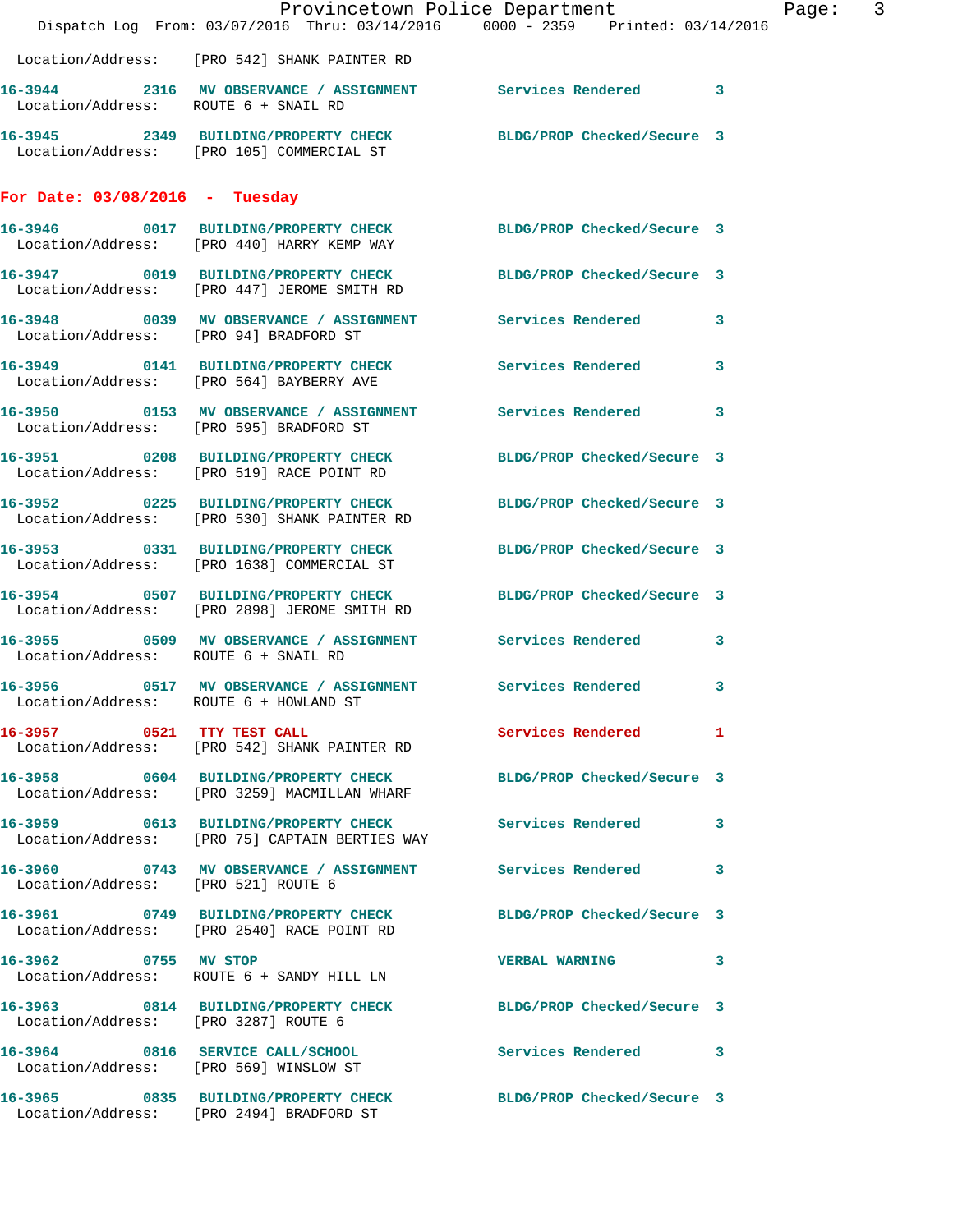Location/Address: [PRO 542] SHANK PAINTER RD

**16-3944** 2316 MV OBSERVATION / ASSIGNMENT Services Rendered 3
Location/Address: ROUTE 6 + SNAIL RD

**16-3945** 2349 BUILDING/PROPERTY CHECK BLDG/PROP Checked/Secure 3
Location/Address: [PRO 105] COMMERCIAL ST

## For Date: 03/08/2016 - Tuesday

**16-3946** 0017 BUILDING/PROPERTY CHECK BLDG/PROP Checked/Secure 3
Location/Address: [PRO 440] HARRY KEMP WAY

**16-3947** 0019 BUILDING/PROPERTY CHECK BLDG/PROP Checked/Secure 3
Location/Address: [PRO 447] JEROME SMITH RD

**16-3948** 0039 MV OBSERVATION / ASSIGNMENT Services Rendered 3
Location/Address: [PRO 94] BRADFORD ST

**16-3949** 0141 BUILDING/PROPERTY CHECK Services Rendered 3
Location/Address: [PRO 564] BAYBERRY AVE

**16-3950** 0153 MV OBSERVATION / ASSIGNMENT Services Rendered 3
Location/Address: [PRO 595] BRADFORD ST

**16-3951** 0208 BUILDING/PROPERTY CHECK BLDG/PROP Checked/Secure 3
Location/Address: [PRO 519] RACE POINT RD

**16-3952** 0225 BUILDING/PROPERTY CHECK BLDG/PROP Checked/Secure 3
Location/Address: [PRO 530] SHANK PAINTER RD

**16-3953** 0331 BUILDING/PROPERTY CHECK BLDG/PROP Checked/Secure 3
Location/Address: [PRO 1638] COMMERCIAL ST

**16-3954** 0507 BUILDING/PROPERTY CHECK BLDG/PROP Checked/Secure 3
Location/Address: [PRO 2898] JEROME SMITH RD

**16-3955** 0509 MV OBSERVATION / ASSIGNMENT Services Rendered 3
Location/Address: ROUTE 6 + SNAIL RD

**16-3956** 0517 MV OBSERVATION / ASSIGNMENT Services Rendered 3
Location/Address: ROUTE 6 + HOWLAND ST

**16-3957** 0521 TTY TEST CALL Services Rendered 1
Location/Address: [PRO 542] SHANK PAINTER RD

**16-3958** 0604 BUILDING/PROPERTY CHECK BLDG/PROP Checked/Secure 3
Location/Address: [PRO 3259] MACMILLAN WHARF

**16-3959** 0613 BUILDING/PROPERTY CHECK Services Rendered 3
Location/Address: [PRO 75] CAPTAIN BERTIES WAY

**16-3960** 0743 MV OBSERVATION / ASSIGNMENT Services Rendered 3
Location/Address: [PRO 521] ROUTE 6

**16-3961** 0749 BUILDING/PROPERTY CHECK BLDG/PROP Checked/Secure 3
Location/Address: [PRO 2540] RACE POINT RD

**16-3962** 0755 MV STOP VERBAL WARNING 3
Location/Address: ROUTE 6 + SANDY HILL LN

**16-3963** 0814 BUILDING/PROPERTY CHECK BLDG/PROP Checked/Secure 3
Location/Address: [PRO 3287] ROUTE 6

**16-3964** 0816 SERVICE CALL/SCHOOL Services Rendered 3
Location/Address: [PRO 569] WINSLOW ST

**16-3965** 0835 BUILDING/PROPERTY CHECK BLDG/PROP Checked/Secure 3
Location/Address: [PRO 2494] BRADFORD ST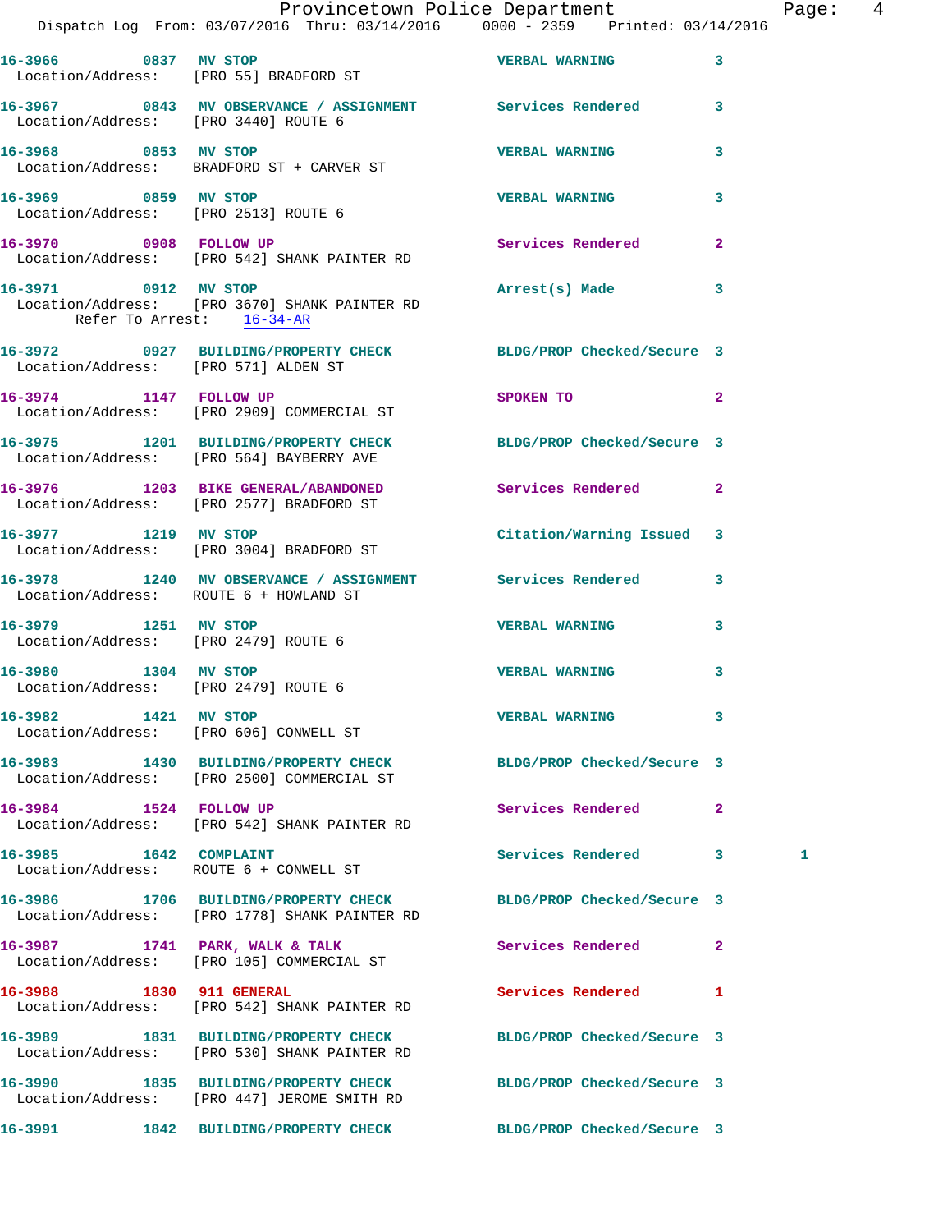16-3966 0837 MV STOP VERBAL WARNING 3
Location/Address: [PRO 55] BRADFORD ST

16-3967 0843 MV OBSERVANCE / ASSIGNMENT Services Rendered 3
Location/Address: [PRO 3440] ROUTE 6

16-3968 0853 MV STOP VERBAL WARNING 3
Location/Address: BRADFORD ST + CARVER ST

16-3969 0859 MV STOP VERBAL WARNING 3
Location/Address: [PRO 2513] ROUTE 6

16-3970 0908 FOLLOW UP Services Rendered 2
Location/Address: [PRO 542] SHANK PAINTER RD

16-3971 0912 MV STOP Arrest(s) Made 3
Location/Address: [PRO 3670] SHANK PAINTER RD
Refer To Arrest: 16-34-AR

16-3972 0927 BUILDING/PROPERTY CHECK BLDG/PROP Checked/Secure 3
Location/Address: [PRO 571] ALDEN ST

16-3974 1147 FOLLOW UP SPOKEN TO 2
Location/Address: [PRO 2909] COMMERCIAL ST

16-3975 1201 BUILDING/PROPERTY CHECK BLDG/PROP Checked/Secure 3
Location/Address: [PRO 564] BAYBERRY AVE

16-3976 1203 BIKE GENERAL/ABANDONED Services Rendered 2
Location/Address: [PRO 2577] BRADFORD ST

16-3977 1219 MV STOP Citation/Warning Issued 3
Location/Address: [PRO 3004] BRADFORD ST

16-3978 1240 MV OBSERVANCE / ASSIGNMENT Services Rendered 3
Location/Address: ROUTE 6 + HOWLAND ST

16-3979 1251 MV STOP VERBAL WARNING 3
Location/Address: [PRO 2479] ROUTE 6

16-3980 1304 MV STOP VERBAL WARNING 3
Location/Address: [PRO 2479] ROUTE 6

16-3982 1421 MV STOP VERBAL WARNING 3
Location/Address: [PRO 606] CONWELL ST

16-3983 1430 BUILDING/PROPERTY CHECK BLDG/PROP Checked/Secure 3
Location/Address: [PRO 2500] COMMERCIAL ST

16-3984 1524 FOLLOW UP Services Rendered 2
Location/Address: [PRO 542] SHANK PAINTER RD

16-3985 1642 COMPLAINT Services Rendered 3 1
Location/Address: ROUTE 6 + CONWELL ST

16-3986 1706 BUILDING/PROPERTY CHECK BLDG/PROP Checked/Secure 3
Location/Address: [PRO 1778] SHANK PAINTER RD

16-3987 1741 PARK, WALK & TALK Services Rendered 2
Location/Address: [PRO 105] COMMERCIAL ST

16-3988 1830 911 GENERAL Services Rendered 1
Location/Address: [PRO 542] SHANK PAINTER RD

16-3989 1831 BUILDING/PROPERTY CHECK BLDG/PROP Checked/Secure 3
Location/Address: [PRO 530] SHANK PAINTER RD

16-3990 1835 BUILDING/PROPERTY CHECK BLDG/PROP Checked/Secure 3
Location/Address: [PRO 447] JEROME SMITH RD

16-3991 1842 BUILDING/PROPERTY CHECK BLDG/PROP Checked/Secure 3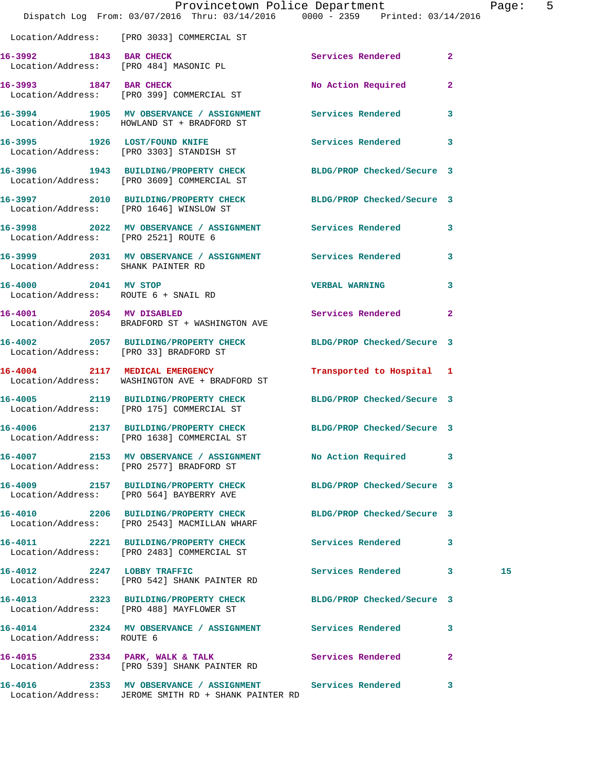Location/Address: [PRO 3033] COMMERCIAL ST

| Call # | Time | Call Type | Disposition | Priority | |
|---|---|---|---|---|---|
| 16-3992 | 1843 | BAR CHECK | Services Rendered | 2 | |
| | | Location/Address: [PRO 484] MASONIC PL | | | |
| 16-3993 | 1847 | BAR CHECK | No Action Required | 2 | |
| | | Location/Address: [PRO 399] COMMERCIAL ST | | | |
| 16-3994 | 1905 | MV OBSERVANCE / ASSIGNMENT | Services Rendered | 3 | |
| | | Location/Address: HOWLAND ST + BRADFORD ST | | | |
| 16-3995 | 1926 | LOST/FOUND KNIFE | Services Rendered | 3 | |
| | | Location/Address: [PRO 3303] STANDISH ST | | | |
| 16-3996 | 1943 | BUILDING/PROPERTY CHECK | BLDG/PROP Checked/Secure | 3 | |
| | | Location/Address: [PRO 3609] COMMERCIAL ST | | | |
| 16-3997 | 2010 | BUILDING/PROPERTY CHECK | BLDG/PROP Checked/Secure | 3 | |
| | | Location/Address: [PRO 1646] WINSLOW ST | | | |
| 16-3998 | 2022 | MV OBSERVANCE / ASSIGNMENT | Services Rendered | 3 | |
| | | Location/Address: [PRO 2521] ROUTE 6 | | | |
| 16-3999 | 2031 | MV OBSERVANCE / ASSIGNMENT | Services Rendered | 3 | |
| | | Location/Address: SHANK PAINTER RD | | | |
| 16-4000 | 2041 | MV STOP | VERBAL WARNING | 3 | |
| | | Location/Address: ROUTE 6 + SNAIL RD | | | |
| 16-4001 | 2054 | MV DISABLED | Services Rendered | 2 | |
| | | Location/Address: BRADFORD ST + WASHINGTON AVE | | | |
| 16-4002 | 2057 | BUILDING/PROPERTY CHECK | BLDG/PROP Checked/Secure | 3 | |
| | | Location/Address: [PRO 33] BRADFORD ST | | | |
| 16-4004 | 2117 | MEDICAL EMERGENCY | Transported to Hospital | 1 | |
| | | Location/Address: WASHINGTON AVE + BRADFORD ST | | | |
| 16-4005 | 2119 | BUILDING/PROPERTY CHECK | BLDG/PROP Checked/Secure | 3 | |
| | | Location/Address: [PRO 175] COMMERCIAL ST | | | |
| 16-4006 | 2137 | BUILDING/PROPERTY CHECK | BLDG/PROP Checked/Secure | 3 | |
| | | Location/Address: [PRO 1638] COMMERCIAL ST | | | |
| 16-4007 | 2153 | MV OBSERVANCE / ASSIGNMENT | No Action Required | 3 | |
| | | Location/Address: [PRO 2577] BRADFORD ST | | | |
| 16-4009 | 2157 | BUILDING/PROPERTY CHECK | BLDG/PROP Checked/Secure | 3 | |
| | | Location/Address: [PRO 564] BAYBERRY AVE | | | |
| 16-4010 | 2206 | BUILDING/PROPERTY CHECK | BLDG/PROP Checked/Secure | 3 | |
| | | Location/Address: [PRO 2543] MACMILLAN WHARF | | | |
| 16-4011 | 2221 | BUILDING/PROPERTY CHECK | Services Rendered | 3 | |
| | | Location/Address: [PRO 2483] COMMERCIAL ST | | | |
| 16-4012 | 2247 | LOBBY TRAFFIC | Services Rendered | 3 | 15 |
| | | Location/Address: [PRO 542] SHANK PAINTER RD | | | |
| 16-4013 | 2323 | BUILDING/PROPERTY CHECK | BLDG/PROP Checked/Secure | 3 | |
| | | Location/Address: [PRO 488] MAYFLOWER ST | | | |
| 16-4014 | 2324 | MV OBSERVANCE / ASSIGNMENT | Services Rendered | 3 | |
| | | Location/Address: ROUTE 6 | | | |
| 16-4015 | 2334 | PARK, WALK & TALK | Services Rendered | 2 | |
| | | Location/Address: [PRO 539] SHANK PAINTER RD | | | |
| 16-4016 | 2353 | MV OBSERVANCE / ASSIGNMENT | Services Rendered | 3 | |
| | | Location/Address: JEROME SMITH RD + SHANK PAINTER RD | | | |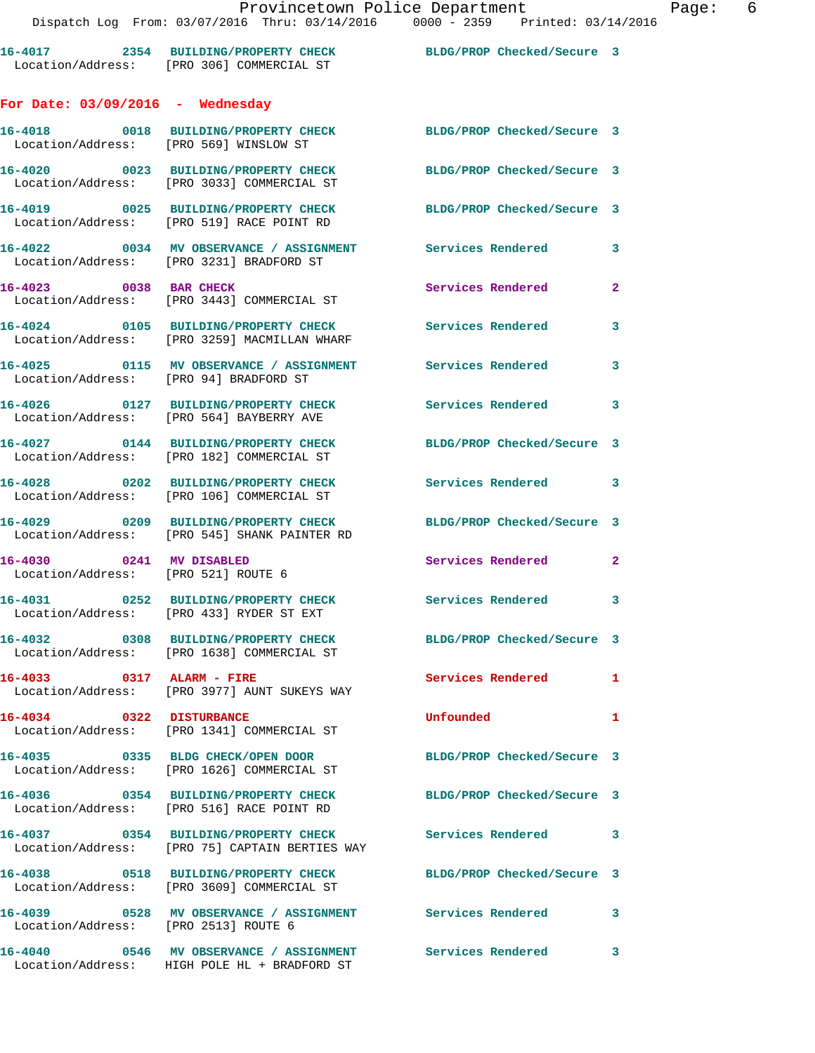16-4017 2354 BUILDING/PROPERTY CHECK BLDG/PROP Checked/Secure 3
Location/Address: [PRO 306] COMMERCIAL ST

## For Date: 03/09/2016 - Wednesday

16-4018 0018 BUILDING/PROPERTY CHECK BLDG/PROP Checked/Secure 3
Location/Address: [PRO 569] WINSLOW ST

16-4020 0023 BUILDING/PROPERTY CHECK BLDG/PROP Checked/Secure 3
Location/Address: [PRO 3033] COMMERCIAL ST

16-4019 0025 BUILDING/PROPERTY CHECK BLDG/PROP Checked/Secure 3
Location/Address: [PRO 519] RACE POINT RD

16-4022 0034 MV OBSERVANCE / ASSIGNMENT Services Rendered 3
Location/Address: [PRO 3231] BRADFORD ST

16-4023 0038 BAR CHECK Services Rendered 2
Location/Address: [PRO 3443] COMMERCIAL ST

16-4024 0105 BUILDING/PROPERTY CHECK Services Rendered 3
Location/Address: [PRO 3259] MACMILLAN WHARF

16-4025 0115 MV OBSERVANCE / ASSIGNMENT Services Rendered 3
Location/Address: [PRO 94] BRADFORD ST

16-4026 0127 BUILDING/PROPERTY CHECK Services Rendered 3
Location/Address: [PRO 564] BAYBERRY AVE

16-4027 0144 BUILDING/PROPERTY CHECK BLDG/PROP Checked/Secure 3
Location/Address: [PRO 182] COMMERCIAL ST

16-4028 0202 BUILDING/PROPERTY CHECK Services Rendered 3
Location/Address: [PRO 106] COMMERCIAL ST

16-4029 0209 BUILDING/PROPERTY CHECK BLDG/PROP Checked/Secure 3
Location/Address: [PRO 545] SHANK PAINTER RD

16-4030 0241 MV DISABLED Services Rendered 2
Location/Address: [PRO 521] ROUTE 6

16-4031 0252 BUILDING/PROPERTY CHECK Services Rendered 3
Location/Address: [PRO 433] RYDER ST EXT

16-4032 0308 BUILDING/PROPERTY CHECK BLDG/PROP Checked/Secure 3
Location/Address: [PRO 1638] COMMERCIAL ST

16-4033 0317 ALARM - FIRE Services Rendered 1
Location/Address: [PRO 3977] AUNT SUKEYS WAY

16-4034 0322 DISTURBANCE Unfounded 1
Location/Address: [PRO 1341] COMMERCIAL ST

16-4035 0335 BLDG CHECK/OPEN DOOR BLDG/PROP Checked/Secure 3
Location/Address: [PRO 1626] COMMERCIAL ST

16-4036 0354 BUILDING/PROPERTY CHECK BLDG/PROP Checked/Secure 3
Location/Address: [PRO 516] RACE POINT RD

16-4037 0354 BUILDING/PROPERTY CHECK Services Rendered 3
Location/Address: [PRO 75] CAPTAIN BERTIES WAY

16-4038 0518 BUILDING/PROPERTY CHECK BLDG/PROP Checked/Secure 3
Location/Address: [PRO 3609] COMMERCIAL ST

16-4039 0528 MV OBSERVANCE / ASSIGNMENT Services Rendered 3
Location/Address: [PRO 2513] ROUTE 6

16-4040 0546 MV OBSERVANCE / ASSIGNMENT Services Rendered 3
Location/Address: HIGH POLE HL + BRADFORD ST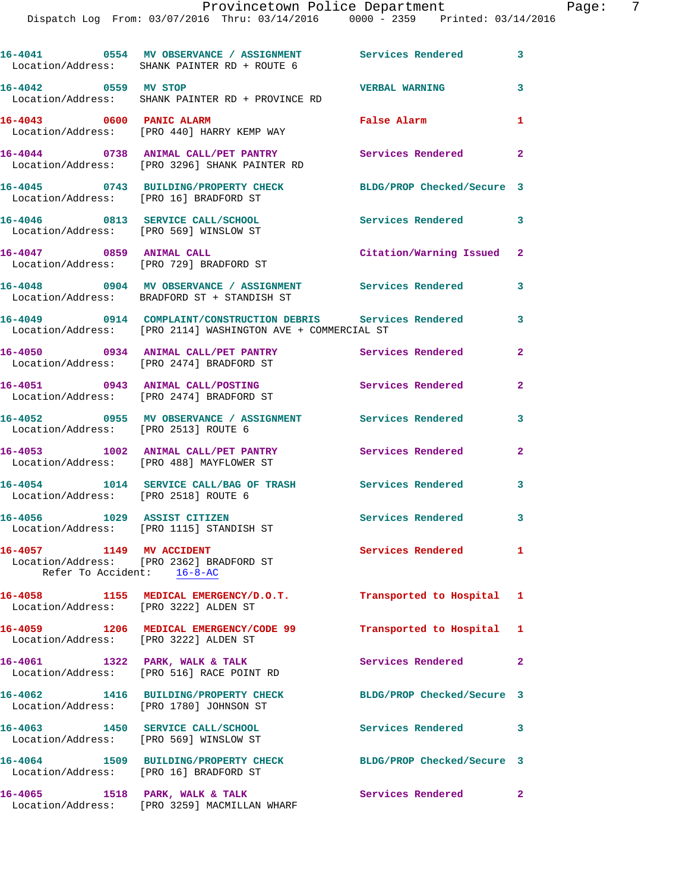16-4041 0554 MV OBSERVANCE / ASSIGNMENT Services Rendered 3
Location/Address: SHANK PAINTER RD + ROUTE 6

16-4042 0559 MV STOP VERBAL WARNING 3
Location/Address: SHANK PAINTER RD + PROVINCE RD

16-4043 0600 PANIC ALARM False Alarm 1
Location/Address: [PRO 440] HARRY KEMP WAY

16-4044 0738 ANIMAL CALL/PET PANTRY Services Rendered 2
Location/Address: [PRO 3296] SHANK PAINTER RD

16-4045 0743 BUILDING/PROPERTY CHECK BLDG/PROP Checked/Secure 3
Location/Address: [PRO 16] BRADFORD ST

16-4046 0813 SERVICE CALL/SCHOOL Services Rendered 3
Location/Address: [PRO 569] WINSLOW ST

16-4047 0859 ANIMAL CALL Citation/Warning Issued 2
Location/Address: [PRO 729] BRADFORD ST

16-4048 0904 MV OBSERVANCE / ASSIGNMENT Services Rendered 3
Location/Address: BRADFORD ST + STANDISH ST

16-4049 0914 COMPLAINT/CONSTRUCTION DEBRIS Services Rendered 3
Location/Address: [PRO 2114] WASHINGTON AVE + COMMERCIAL ST

16-4050 0934 ANIMAL CALL/PET PANTRY Services Rendered 2
Location/Address: [PRO 2474] BRADFORD ST

16-4051 0943 ANIMAL CALL/POSTING Services Rendered 2
Location/Address: [PRO 2474] BRADFORD ST

16-4052 0955 MV OBSERVANCE / ASSIGNMENT Services Rendered 3
Location/Address: [PRO 2513] ROUTE 6

16-4053 1002 ANIMAL CALL/PET PANTRY Services Rendered 2
Location/Address: [PRO 488] MAYFLOWER ST

16-4054 1014 SERVICE CALL/BAG OF TRASH Services Rendered 3
Location/Address: [PRO 2518] ROUTE 6

16-4056 1029 ASSIST CITIZEN Services Rendered 3
Location/Address: [PRO 1115] STANDISH ST

16-4057 1149 MV ACCIDENT Services Rendered 1
Location/Address: [PRO 2362] BRADFORD ST
Refer To Accident: 16-8-AC

16-4058 1155 MEDICAL EMERGENCY/D.O.T. Transported to Hospital 1
Location/Address: [PRO 3222] ALDEN ST

16-4059 1206 MEDICAL EMERGENCY/CODE 99 Transported to Hospital 1
Location/Address: [PRO 3222] ALDEN ST

16-4061 1322 PARK, WALK & TALK Services Rendered 2
Location/Address: [PRO 516] RACE POINT RD

16-4062 1416 BUILDING/PROPERTY CHECK BLDG/PROP Checked/Secure 3
Location/Address: [PRO 1780] JOHNSON ST

16-4063 1450 SERVICE CALL/SCHOOL Services Rendered 3
Location/Address: [PRO 569] WINSLOW ST

16-4064 1509 BUILDING/PROPERTY CHECK BLDG/PROP Checked/Secure 3
Location/Address: [PRO 16] BRADFORD ST

16-4065 1518 PARK, WALK & TALK Services Rendered 2
Location/Address: [PRO 3259] MACMILLAN WHARF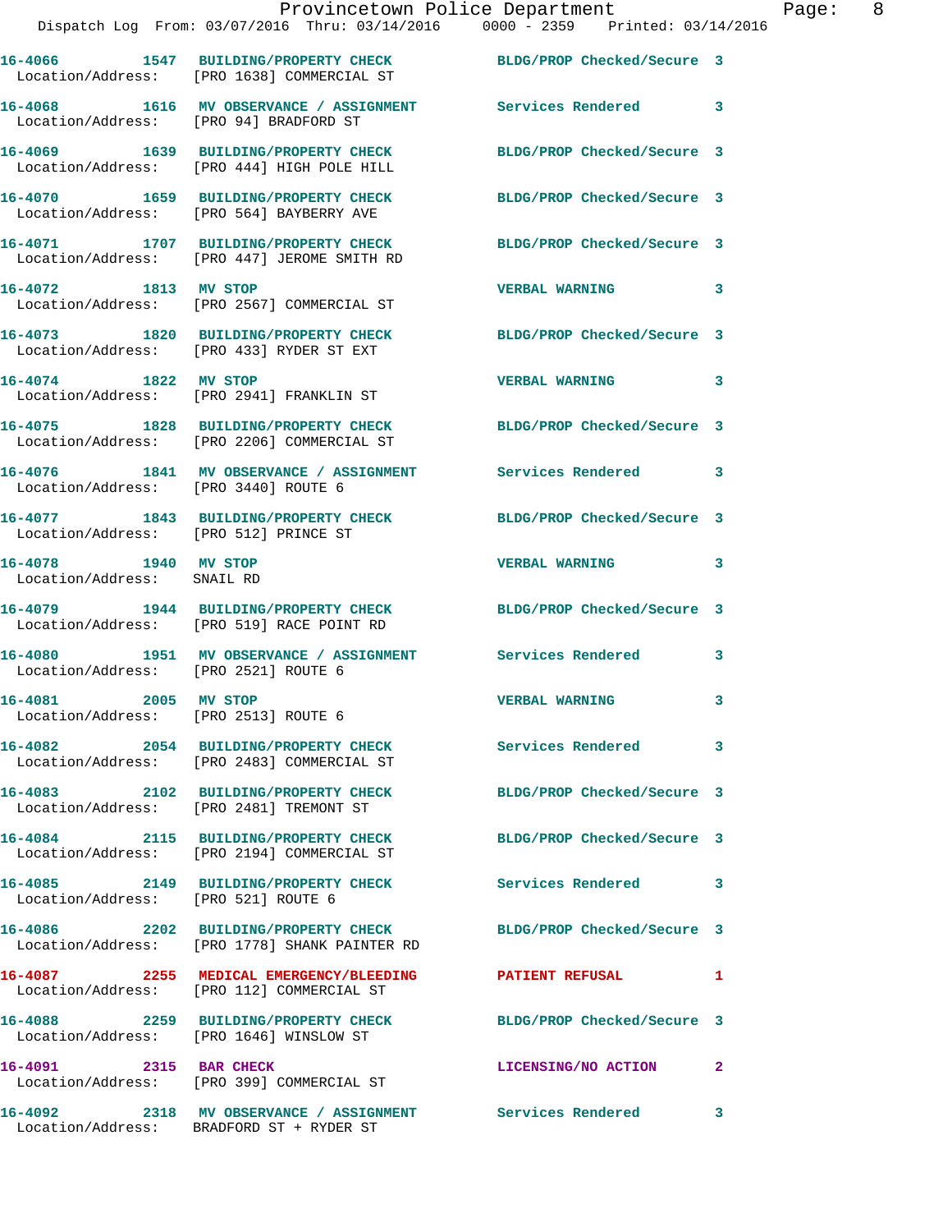| Call # | Time | Call Reason | Action | Priority |
|---|---|---|---|---|
| 16-4066 | 1547 | BUILDING/PROPERTY CHECK | BLDG/PROP Checked/Secure | 3 |
| Location/Address: [PRO 1638] COMMERCIAL ST | | | | |
| 16-4068 | 1616 | MV OBSERVANCE / ASSIGNMENT | Services Rendered | 3 |
| Location/Address: [PRO 94] BRADFORD ST | | | | |
| 16-4069 | 1639 | BUILDING/PROPERTY CHECK | BLDG/PROP Checked/Secure | 3 |
| Location/Address: [PRO 444] HIGH POLE HILL | | | | |
| 16-4070 | 1659 | BUILDING/PROPERTY CHECK | BLDG/PROP Checked/Secure | 3 |
| Location/Address: [PRO 564] BAYBERRY AVE | | | | |
| 16-4071 | 1707 | BUILDING/PROPERTY CHECK | BLDG/PROP Checked/Secure | 3 |
| Location/Address: [PRO 447] JEROME SMITH RD | | | | |
| 16-4072 | 1813 | MV STOP | VERBAL WARNING | 3 |
| Location/Address: [PRO 2567] COMMERCIAL ST | | | | |
| 16-4073 | 1820 | BUILDING/PROPERTY CHECK | BLDG/PROP Checked/Secure | 3 |
| Location/Address: [PRO 433] RYDER ST EXT | | | | |
| 16-4074 | 1822 | MV STOP | VERBAL WARNING | 3 |
| Location/Address: [PRO 2941] FRANKLIN ST | | | | |
| 16-4075 | 1828 | BUILDING/PROPERTY CHECK | BLDG/PROP Checked/Secure | 3 |
| Location/Address: [PRO 2206] COMMERCIAL ST | | | | |
| 16-4076 | 1841 | MV OBSERVANCE / ASSIGNMENT | Services Rendered | 3 |
| Location/Address: [PRO 3440] ROUTE 6 | | | | |
| 16-4077 | 1843 | BUILDING/PROPERTY CHECK | BLDG/PROP Checked/Secure | 3 |
| Location/Address: [PRO 512] PRINCE ST | | | | |
| 16-4078 | 1940 | MV STOP | VERBAL WARNING | 3 |
| Location/Address: SNAIL RD | | | | |
| 16-4079 | 1944 | BUILDING/PROPERTY CHECK | BLDG/PROP Checked/Secure | 3 |
| Location/Address: [PRO 519] RACE POINT RD | | | | |
| 16-4080 | 1951 | MV OBSERVANCE / ASSIGNMENT | Services Rendered | 3 |
| Location/Address: [PRO 2521] ROUTE 6 | | | | |
| 16-4081 | 2005 | MV STOP | VERBAL WARNING | 3 |
| Location/Address: [PRO 2513] ROUTE 6 | | | | |
| 16-4082 | 2054 | BUILDING/PROPERTY CHECK | Services Rendered | 3 |
| Location/Address: [PRO 2483] COMMERCIAL ST | | | | |
| 16-4083 | 2102 | BUILDING/PROPERTY CHECK | BLDG/PROP Checked/Secure | 3 |
| Location/Address: [PRO 2481] TREMONT ST | | | | |
| 16-4084 | 2115 | BUILDING/PROPERTY CHECK | BLDG/PROP Checked/Secure | 3 |
| Location/Address: [PRO 2194] COMMERCIAL ST | | | | |
| 16-4085 | 2149 | BUILDING/PROPERTY CHECK | Services Rendered | 3 |
| Location/Address: [PRO 521] ROUTE 6 | | | | |
| 16-4086 | 2202 | BUILDING/PROPERTY CHECK | BLDG/PROP Checked/Secure | 3 |
| Location/Address: [PRO 1778] SHANK PAINTER RD | | | | |
| 16-4087 | 2255 | MEDICAL EMERGENCY/BLEEDING | PATIENT REFUSAL | 1 |
| Location/Address: [PRO 112] COMMERCIAL ST | | | | |
| 16-4088 | 2259 | BUILDING/PROPERTY CHECK | BLDG/PROP Checked/Secure | 3 |
| Location/Address: [PRO 1646] WINSLOW ST | | | | |
| 16-4091 | 2315 | BAR CHECK | LICENSING/NO ACTION | 2 |
| Location/Address: [PRO 399] COMMERCIAL ST | | | | |
| 16-4092 | 2318 | MV OBSERVANCE / ASSIGNMENT | Services Rendered | 3 |
| Location/Address: BRADFORD ST + RYDER ST | | | | |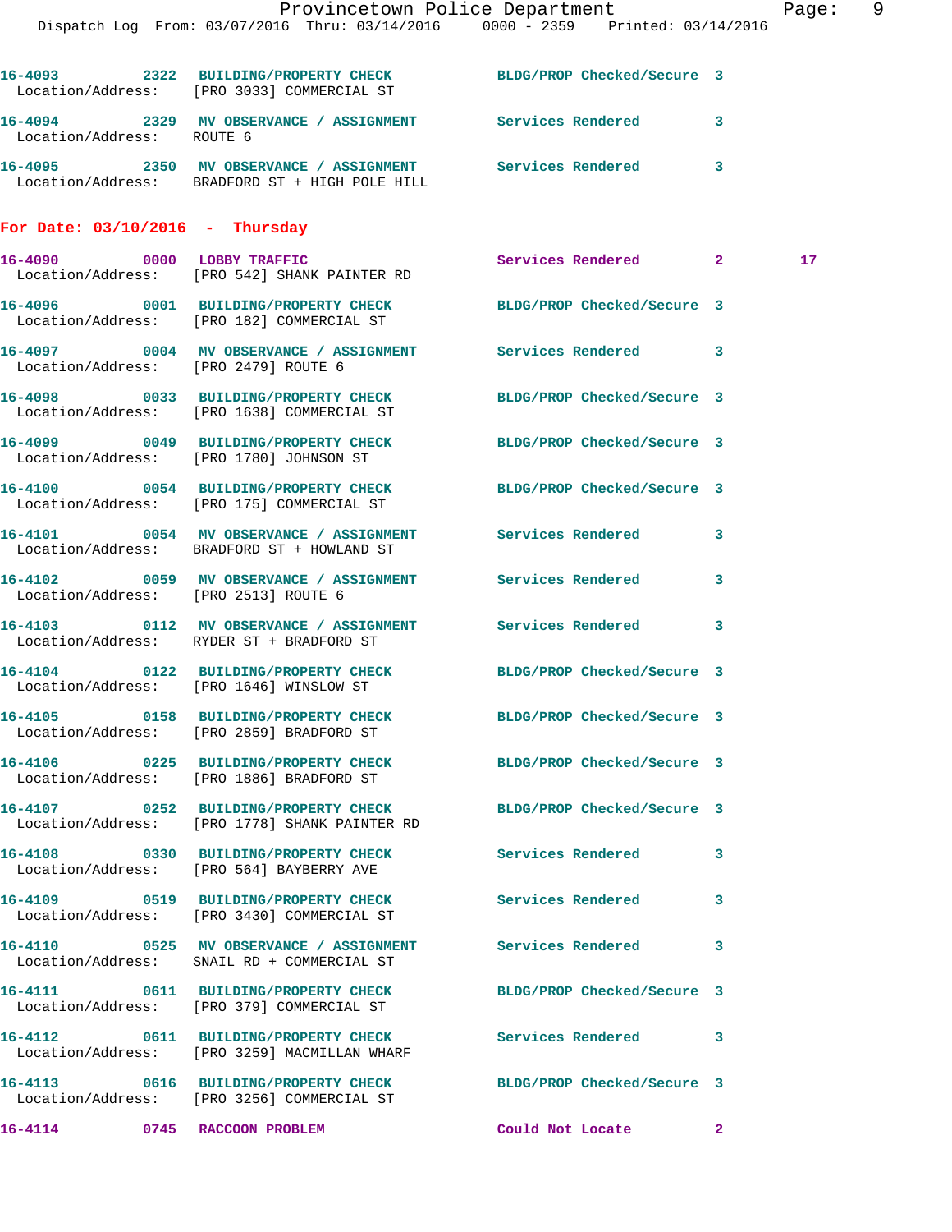16-4093 2322 BUILDING/PROPERTY CHECK BLDG/PROP Checked/Secure 3
Location/Address: [PRO 3033] COMMERCIAL ST

16-4094 2329 MV OBSERVANCE / ASSIGNMENT Services Rendered 3
Location/Address: ROUTE 6

16-4095 2350 MV OBSERVANCE / ASSIGNMENT Services Rendered 3
Location/Address: BRADFORD ST + HIGH POLE HILL

**For Date: 03/10/2016 - Thursday**

16-4090 0000 LOBBY TRAFFIC Services Rendered 2 17
Location/Address: [PRO 542] SHANK PAINTER RD

16-4096 0001 BUILDING/PROPERTY CHECK BLDG/PROP Checked/Secure 3
Location/Address: [PRO 182] COMMERCIAL ST

16-4097 0004 MV OBSERVANCE / ASSIGNMENT Services Rendered 3
Location/Address: [PRO 2479] ROUTE 6

16-4098 0033 BUILDING/PROPERTY CHECK BLDG/PROP Checked/Secure 3
Location/Address: [PRO 1638] COMMERCIAL ST

16-4099 0049 BUILDING/PROPERTY CHECK BLDG/PROP Checked/Secure 3
Location/Address: [PRO 1780] JOHNSON ST

16-4100 0054 BUILDING/PROPERTY CHECK BLDG/PROP Checked/Secure 3
Location/Address: [PRO 175] COMMERCIAL ST

16-4101 0054 MV OBSERVANCE / ASSIGNMENT Services Rendered 3
Location/Address: BRADFORD ST + HOWLAND ST

16-4102 0059 MV OBSERVANCE / ASSIGNMENT Services Rendered 3
Location/Address: [PRO 2513] ROUTE 6

16-4103 0112 MV OBSERVANCE / ASSIGNMENT Services Rendered 3
Location/Address: RYDER ST + BRADFORD ST

16-4104 0122 BUILDING/PROPERTY CHECK BLDG/PROP Checked/Secure 3
Location/Address: [PRO 1646] WINSLOW ST

16-4105 0158 BUILDING/PROPERTY CHECK BLDG/PROP Checked/Secure 3
Location/Address: [PRO 2859] BRADFORD ST

16-4106 0225 BUILDING/PROPERTY CHECK BLDG/PROP Checked/Secure 3
Location/Address: [PRO 1886] BRADFORD ST

16-4107 0252 BUILDING/PROPERTY CHECK BLDG/PROP Checked/Secure 3
Location/Address: [PRO 1778] SHANK PAINTER RD

16-4108 0330 BUILDING/PROPERTY CHECK Services Rendered 3
Location/Address: [PRO 564] BAYBERRY AVE

16-4109 0519 BUILDING/PROPERTY CHECK Services Rendered 3
Location/Address: [PRO 3430] COMMERCIAL ST

16-4110 0525 MV OBSERVANCE / ASSIGNMENT Services Rendered 3
Location/Address: SNAIL RD + COMMERCIAL ST

16-4111 0611 BUILDING/PROPERTY CHECK BLDG/PROP Checked/Secure 3
Location/Address: [PRO 379] COMMERCIAL ST

16-4112 0611 BUILDING/PROPERTY CHECK Services Rendered 3
Location/Address: [PRO 3259] MACMILLAN WHARF

16-4113 0616 BUILDING/PROPERTY CHECK BLDG/PROP Checked/Secure 3
Location/Address: [PRO 3256] COMMERCIAL ST

16-4114 0745 RACCOON PROBLEM Could Not Locate 2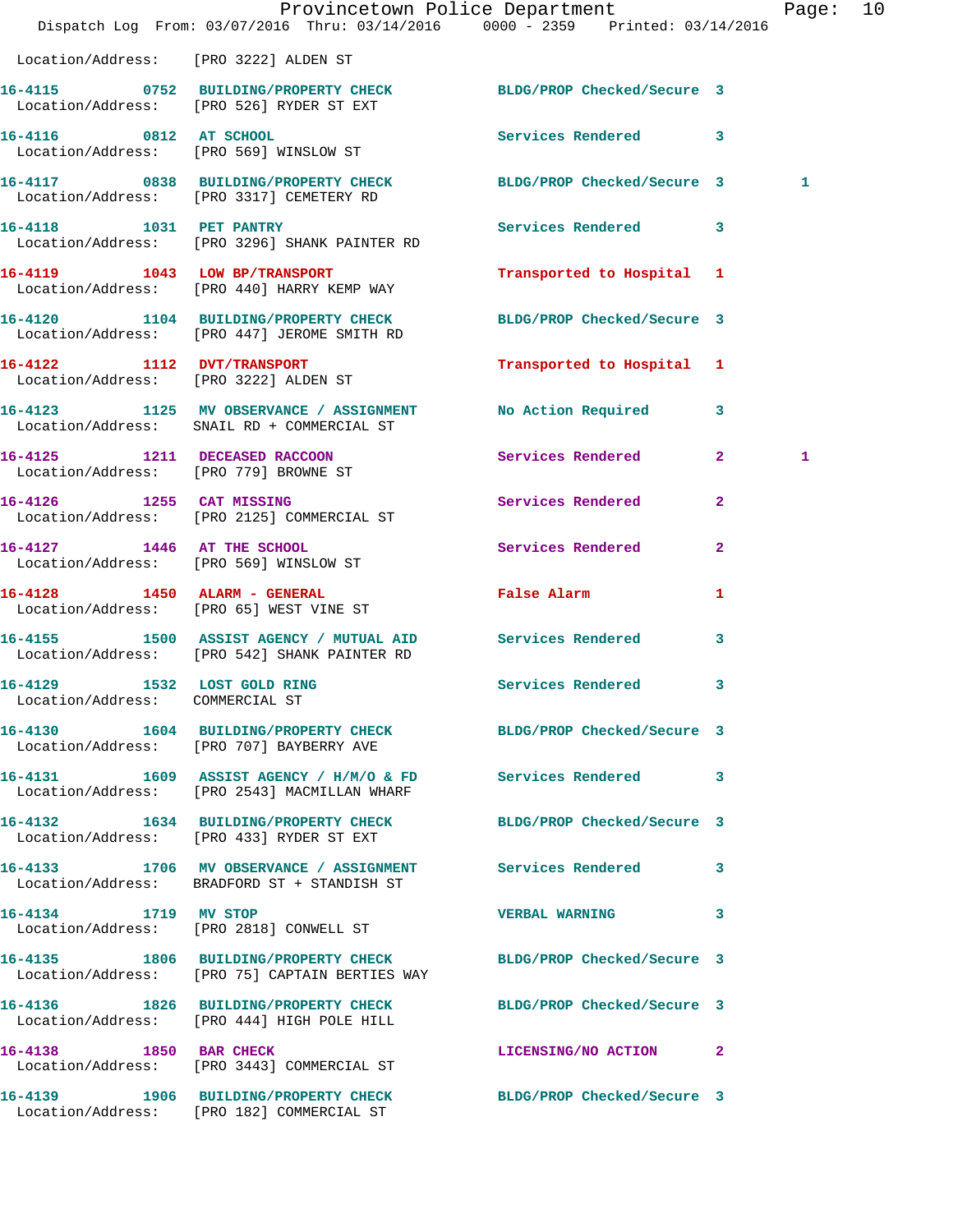Location/Address: [PRO 3222] ALDEN ST

| Call # | Time | Call Reason | Action | Priority | |
|---|---|---|---|---|---|
| 16-4115 | 0752 | BUILDING/PROPERTY CHECK | BLDG/PROP Checked/Secure | 3 | |
| | | Location/Address: [PRO 526] RYDER ST EXT | | | |
| 16-4116 | 0812 | AT SCHOOL | Services Rendered | 3 | |
| | | Location/Address: [PRO 569] WINSLOW ST | | | |
| 16-4117 | 0838 | BUILDING/PROPERTY CHECK | BLDG/PROP Checked/Secure | 3 | 1 |
| | | Location/Address: [PRO 3317] CEMETERY RD | | | |
| 16-4118 | 1031 | PET PANTRY | Services Rendered | 3 | |
| | | Location/Address: [PRO 3296] SHANK PAINTER RD | | | |
| 16-4119 | 1043 | LOW BP/TRANSPORT | Transported to Hospital | 1 | |
| | | Location/Address: [PRO 440] HARRY KEMP WAY | | | |
| 16-4120 | 1104 | BUILDING/PROPERTY CHECK | BLDG/PROP Checked/Secure | 3 | |
| | | Location/Address: [PRO 447] JEROME SMITH RD | | | |
| 16-4122 | 1112 | DVT/TRANSPORT | Transported to Hospital | 1 | |
| | | Location/Address: [PRO 3222] ALDEN ST | | | |
| 16-4123 | 1125 | MV OBSERVANCE / ASSIGNMENT | No Action Required | 3 | |
| | | Location/Address: SNAIL RD + COMMERCIAL ST | | | |
| 16-4125 | 1211 | DECEASED RACCOON | Services Rendered | 2 | 1 |
| | | Location/Address: [PRO 779] BROWNE ST | | | |
| 16-4126 | 1255 | CAT MISSING | Services Rendered | 2 | |
| | | Location/Address: [PRO 2125] COMMERCIAL ST | | | |
| 16-4127 | 1446 | AT THE SCHOOL | Services Rendered | 2 | |
| | | Location/Address: [PRO 569] WINSLOW ST | | | |
| 16-4128 | 1450 | ALARM - GENERAL | False Alarm | 1 | |
| | | Location/Address: [PRO 65] WEST VINE ST | | | |
| 16-4155 | 1500 | ASSIST AGENCY / MUTUAL AID | Services Rendered | 3 | |
| | | Location/Address: [PRO 542] SHANK PAINTER RD | | | |
| 16-4129 | 1532 | LOST GOLD RING | Services Rendered | 3 | |
| | | Location/Address: COMMERCIAL ST | | | |
| 16-4130 | 1604 | BUILDING/PROPERTY CHECK | BLDG/PROP Checked/Secure | 3 | |
| | | Location/Address: [PRO 707] BAYBERRY AVE | | | |
| 16-4131 | 1609 | ASSIST AGENCY / H/M/O & FD | Services Rendered | 3 | |
| | | Location/Address: [PRO 2543] MACMILLAN WHARF | | | |
| 16-4132 | 1634 | BUILDING/PROPERTY CHECK | BLDG/PROP Checked/Secure | 3 | |
| | | Location/Address: [PRO 433] RYDER ST EXT | | | |
| 16-4133 | 1706 | MV OBSERVANCE / ASSIGNMENT | Services Rendered | 3 | |
| | | Location/Address: BRADFORD ST + STANDISH ST | | | |
| 16-4134 | 1719 | MV STOP | VERBAL WARNING | 3 | |
| | | Location/Address: [PRO 2818] CONWELL ST | | | |
| 16-4135 | 1806 | BUILDING/PROPERTY CHECK | BLDG/PROP Checked/Secure | 3 | |
| | | Location/Address: [PRO 75] CAPTAIN BERTIES WAY | | | |
| 16-4136 | 1826 | BUILDING/PROPERTY CHECK | BLDG/PROP Checked/Secure | 3 | |
| | | Location/Address: [PRO 444] HIGH POLE HILL | | | |
| 16-4138 | 1850 | BAR CHECK | LICENSING/NO ACTION | 2 | |
| | | Location/Address: [PRO 3443] COMMERCIAL ST | | | |
| 16-4139 | 1906 | BUILDING/PROPERTY CHECK | BLDG/PROP Checked/Secure | 3 | |
| | | Location/Address: [PRO 182] COMMERCIAL ST | | | |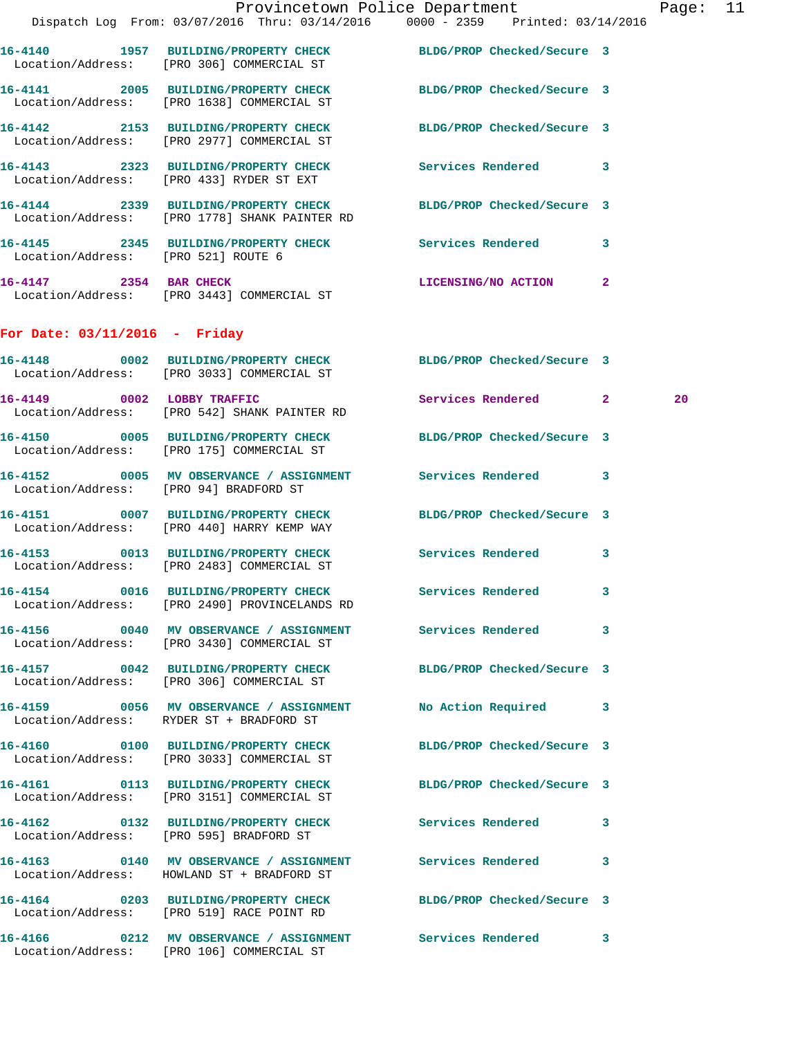16-4140 1957 BUILDING/PROPERTY CHECK BLDG/PROP Checked/Secure 3
Location/Address: [PRO 306] COMMERCIAL ST

16-4141 2005 BUILDING/PROPERTY CHECK BLDG/PROP Checked/Secure 3
Location/Address: [PRO 1638] COMMERCIAL ST

16-4142 2153 BUILDING/PROPERTY CHECK BLDG/PROP Checked/Secure 3
Location/Address: [PRO 2977] COMMERCIAL ST

16-4143 2323 BUILDING/PROPERTY CHECK Services Rendered 3
Location/Address: [PRO 433] RYDER ST EXT

16-4144 2339 BUILDING/PROPERTY CHECK BLDG/PROP Checked/Secure 3
Location/Address: [PRO 1778] SHANK PAINTER RD

16-4145 2345 BUILDING/PROPERTY CHECK Services Rendered 3
Location/Address: [PRO 521] ROUTE 6

16-4147 2354 BAR CHECK LICENSING/NO ACTION 2
Location/Address: [PRO 3443] COMMERCIAL ST

## For Date: 03/11/2016 - Friday

16-4148 0002 BUILDING/PROPERTY CHECK BLDG/PROP Checked/Secure 3
Location/Address: [PRO 3033] COMMERCIAL ST

16-4149 0002 LOBBY TRAFFIC Services Rendered 2 20
Location/Address: [PRO 542] SHANK PAINTER RD

16-4150 0005 BUILDING/PROPERTY CHECK BLDG/PROP Checked/Secure 3
Location/Address: [PRO 175] COMMERCIAL ST

16-4152 0005 MV OBSERVANCE / ASSIGNMENT Services Rendered 3
Location/Address: [PRO 94] BRADFORD ST

16-4151 0007 BUILDING/PROPERTY CHECK BLDG/PROP Checked/Secure 3
Location/Address: [PRO 440] HARRY KEMP WAY

16-4153 0013 BUILDING/PROPERTY CHECK Services Rendered 3
Location/Address: [PRO 2483] COMMERCIAL ST

16-4154 0016 BUILDING/PROPERTY CHECK Services Rendered 3
Location/Address: [PRO 2490] PROVINCELANDS RD

16-4156 0040 MV OBSERVANCE / ASSIGNMENT Services Rendered 3
Location/Address: [PRO 3430] COMMERCIAL ST

16-4157 0042 BUILDING/PROPERTY CHECK BLDG/PROP Checked/Secure 3
Location/Address: [PRO 306] COMMERCIAL ST

16-4159 0056 MV OBSERVANCE / ASSIGNMENT No Action Required 3
Location/Address: RYDER ST + BRADFORD ST

16-4160 0100 BUILDING/PROPERTY CHECK BLDG/PROP Checked/Secure 3
Location/Address: [PRO 3033] COMMERCIAL ST

16-4161 0113 BUILDING/PROPERTY CHECK BLDG/PROP Checked/Secure 3
Location/Address: [PRO 3151] COMMERCIAL ST

16-4162 0132 BUILDING/PROPERTY CHECK Services Rendered 3
Location/Address: [PRO 595] BRADFORD ST

16-4163 0140 MV OBSERVANCE / ASSIGNMENT Services Rendered 3
Location/Address: HOWLAND ST + BRADFORD ST

16-4164 0203 BUILDING/PROPERTY CHECK BLDG/PROP Checked/Secure 3
Location/Address: [PRO 519] RACE POINT RD

16-4166 0212 MV OBSERVANCE / ASSIGNMENT Services Rendered 3
Location/Address: [PRO 106] COMMERCIAL ST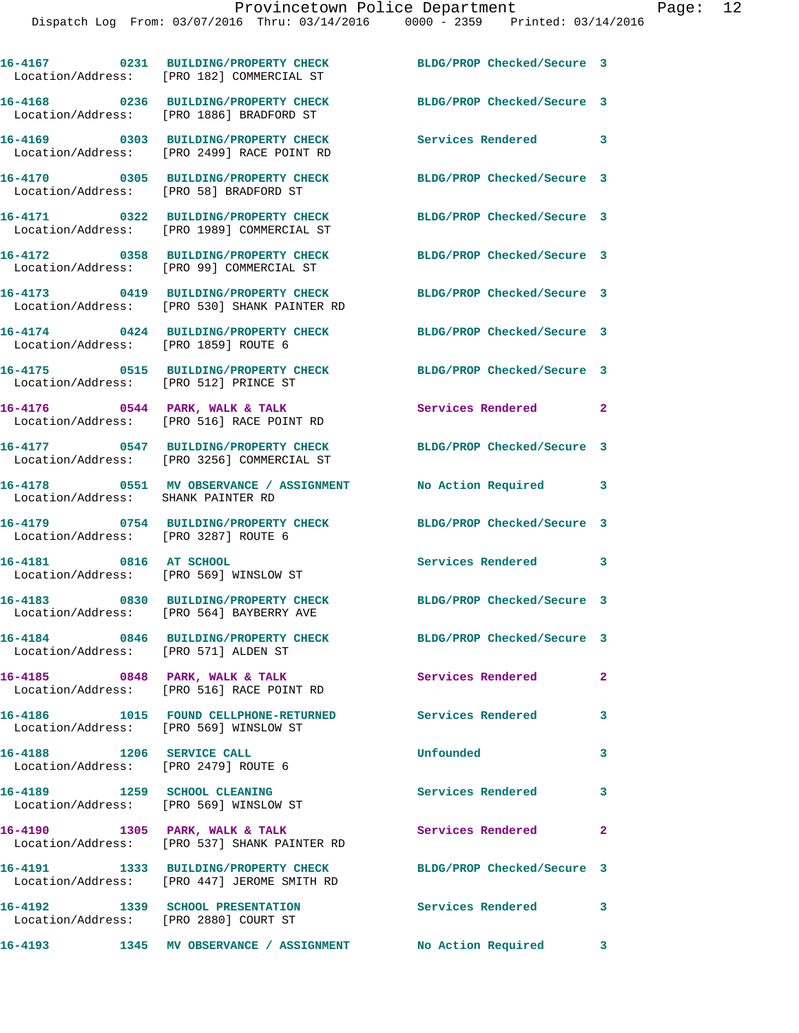| Call # | Time | Call Type | Disposition | Priority |
|---|---|---|---|---|
| 16-4167 | 0231 | BUILDING/PROPERTY CHECK | BLDG/PROP Checked/Secure | 3 |
| Location/Address: | | [PRO 182] COMMERCIAL ST | | |
| 16-4168 | 0236 | BUILDING/PROPERTY CHECK | BLDG/PROP Checked/Secure | 3 |
| Location/Address: | | [PRO 1886] BRADFORD ST | | |
| 16-4169 | 0303 | BUILDING/PROPERTY CHECK | Services Rendered | 3 |
| Location/Address: | | [PRO 2499] RACE POINT RD | | |
| 16-4170 | 0305 | BUILDING/PROPERTY CHECK | BLDG/PROP Checked/Secure | 3 |
| Location/Address: | | [PRO 58] BRADFORD ST | | |
| 16-4171 | 0322 | BUILDING/PROPERTY CHECK | BLDG/PROP Checked/Secure | 3 |
| Location/Address: | | [PRO 1989] COMMERCIAL ST | | |
| 16-4172 | 0358 | BUILDING/PROPERTY CHECK | BLDG/PROP Checked/Secure | 3 |
| Location/Address: | | [PRO 99] COMMERCIAL ST | | |
| 16-4173 | 0419 | BUILDING/PROPERTY CHECK | BLDG/PROP Checked/Secure | 3 |
| Location/Address: | | [PRO 530] SHANK PAINTER RD | | |
| 16-4174 | 0424 | BUILDING/PROPERTY CHECK | BLDG/PROP Checked/Secure | 3 |
| Location/Address: | | [PRO 1859] ROUTE 6 | | |
| 16-4175 | 0515 | BUILDING/PROPERTY CHECK | BLDG/PROP Checked/Secure | 3 |
| Location/Address: | | [PRO 512] PRINCE ST | | |
| 16-4176 | 0544 | PARK, WALK & TALK | Services Rendered | 2 |
| Location/Address: | | [PRO 516] RACE POINT RD | | |
| 16-4177 | 0547 | BUILDING/PROPERTY CHECK | BLDG/PROP Checked/Secure | 3 |
| Location/Address: | | [PRO 3256] COMMERCIAL ST | | |
| 16-4178 | 0551 | MV OBSERVANCE / ASSIGNMENT | No Action Required | 3 |
| Location/Address: | | SHANK PAINTER RD | | |
| 16-4179 | 0754 | BUILDING/PROPERTY CHECK | BLDG/PROP Checked/Secure | 3 |
| Location/Address: | | [PRO 3287] ROUTE 6 | | |
| 16-4181 | 0816 | AT SCHOOL | Services Rendered | 3 |
| Location/Address: | | [PRO 569] WINSLOW ST | | |
| 16-4183 | 0830 | BUILDING/PROPERTY CHECK | BLDG/PROP Checked/Secure | 3 |
| Location/Address: | | [PRO 564] BAYBERRY AVE | | |
| 16-4184 | 0846 | BUILDING/PROPERTY CHECK | BLDG/PROP Checked/Secure | 3 |
| Location/Address: | | [PRO 571] ALDEN ST | | |
| 16-4185 | 0848 | PARK, WALK & TALK | Services Rendered | 2 |
| Location/Address: | | [PRO 516] RACE POINT RD | | |
| 16-4186 | 1015 | FOUND CELLPHONE-RETURNED | Services Rendered | 3 |
| Location/Address: | | [PRO 569] WINSLOW ST | | |
| 16-4188 | 1206 | SERVICE CALL | Unfounded | 3 |
| Location/Address: | | [PRO 2479] ROUTE 6 | | |
| 16-4189 | 1259 | SCHOOL CLEANING | Services Rendered | 3 |
| Location/Address: | | [PRO 569] WINSLOW ST | | |
| 16-4190 | 1305 | PARK, WALK & TALK | Services Rendered | 2 |
| Location/Address: | | [PRO 537] SHANK PAINTER RD | | |
| 16-4191 | 1333 | BUILDING/PROPERTY CHECK | BLDG/PROP Checked/Secure | 3 |
| Location/Address: | | [PRO 447] JEROME SMITH RD | | |
| 16-4192 | 1339 | SCHOOL PRESENTATION | Services Rendered | 3 |
| Location/Address: | | [PRO 2880] COURT ST | | |
| 16-4193 | 1345 | MV OBSERVANCE / ASSIGNMENT | No Action Required | 3 |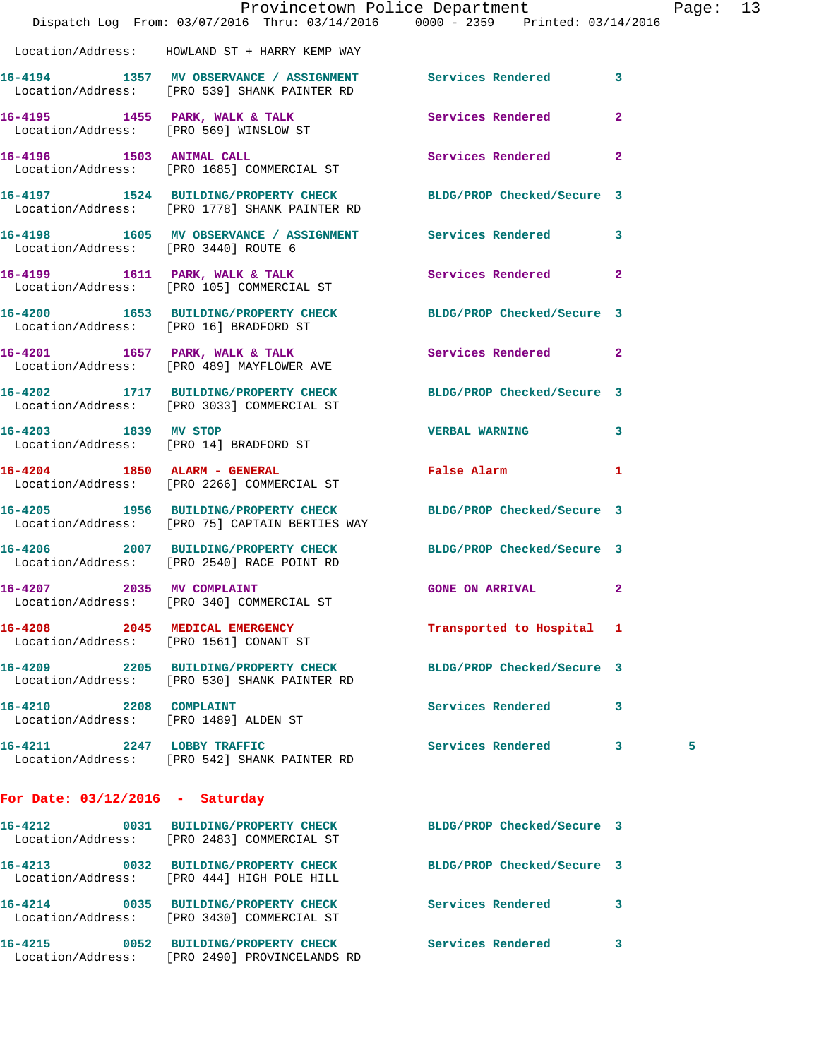Location/Address: HOWLAND ST + HARRY KEMP WAY

16-4194 1357 MV OBSERVANCE / ASSIGNMENT Services Rendered 3
Location/Address: [PRO 539] SHANK PAINTER RD

16-4195 1455 PARK, WALK & TALK Services Rendered 2
Location/Address: [PRO 569] WINSLOW ST

16-4196 1503 ANIMAL CALL Services Rendered 2
Location/Address: [PRO 1685] COMMERCIAL ST

16-4197 1524 BUILDING/PROPERTY CHECK BLDG/PROP Checked/Secure 3
Location/Address: [PRO 1778] SHANK PAINTER RD

16-4198 1605 MV OBSERVANCE / ASSIGNMENT Services Rendered 3
Location/Address: [PRO 3440] ROUTE 6

16-4199 1611 PARK, WALK & TALK Services Rendered 2
Location/Address: [PRO 105] COMMERCIAL ST

16-4200 1653 BUILDING/PROPERTY CHECK BLDG/PROP Checked/Secure 3
Location/Address: [PRO 16] BRADFORD ST

16-4201 1657 PARK, WALK & TALK Services Rendered 2
Location/Address: [PRO 489] MAYFLOWER AVE

16-4202 1717 BUILDING/PROPERTY CHECK BLDG/PROP Checked/Secure 3
Location/Address: [PRO 3033] COMMERCIAL ST

16-4203 1839 MV STOP VERBAL WARNING 3
Location/Address: [PRO 14] BRADFORD ST

16-4204 1850 ALARM - GENERAL False Alarm 1
Location/Address: [PRO 2266] COMMERCIAL ST

16-4205 1956 BUILDING/PROPERTY CHECK BLDG/PROP Checked/Secure 3
Location/Address: [PRO 75] CAPTAIN BERTIES WAY

16-4206 2007 BUILDING/PROPERTY CHECK BLDG/PROP Checked/Secure 3
Location/Address: [PRO 2540] RACE POINT RD

16-4207 2035 MV COMPLAINT GONE ON ARRIVAL 2
Location/Address: [PRO 340] COMMERCIAL ST

16-4208 2045 MEDICAL EMERGENCY Transported to Hospital 1
Location/Address: [PRO 1561] CONANT ST

16-4209 2205 BUILDING/PROPERTY CHECK BLDG/PROP Checked/Secure 3
Location/Address: [PRO 530] SHANK PAINTER RD

16-4210 2208 COMPLAINT Services Rendered 3
Location/Address: [PRO 1489] ALDEN ST

16-4211 2247 LOBBY TRAFFIC Services Rendered 3 5
Location/Address: [PRO 542] SHANK PAINTER RD

**For Date: 03/12/2016 - Saturday**

16-4212 0031 BUILDING/PROPERTY CHECK BLDG/PROP Checked/Secure 3
Location/Address: [PRO 2483] COMMERCIAL ST

16-4213 0032 BUILDING/PROPERTY CHECK BLDG/PROP Checked/Secure 3
Location/Address: [PRO 444] HIGH POLE HILL

16-4214 0035 BUILDING/PROPERTY CHECK Services Rendered 3
Location/Address: [PRO 3430] COMMERCIAL ST

16-4215 0052 BUILDING/PROPERTY CHECK Services Rendered 3
Location/Address: [PRO 2490] PROVINCELANDS RD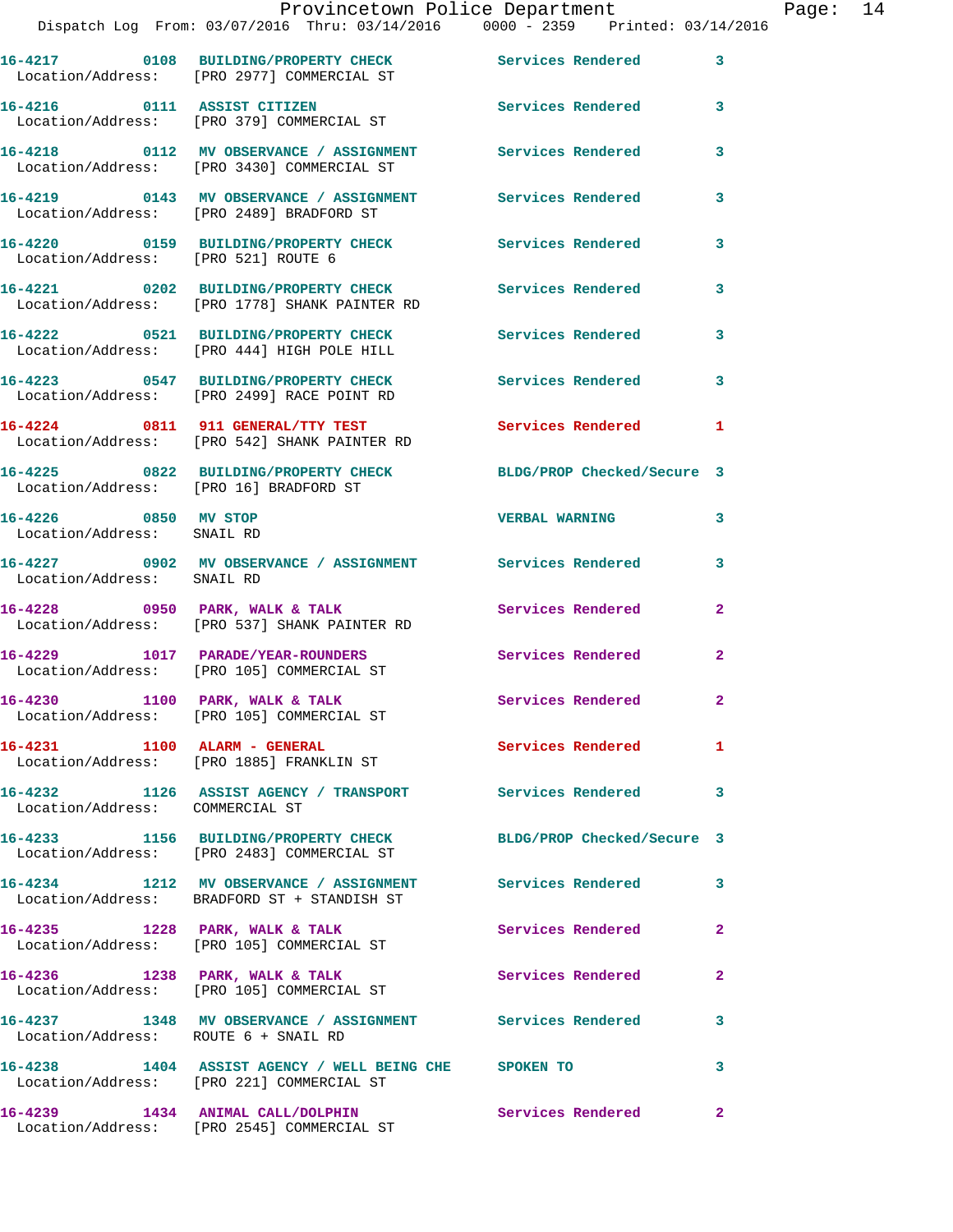16-4217 0108 BUILDING/PROPERTY CHECK Services Rendered 3
Location/Address: [PRO 2977] COMMERCIAL ST

16-4216 0111 ASSIST CITIZEN Services Rendered 3
Location/Address: [PRO 379] COMMERCIAL ST

16-4218 0112 MV OBSERVANCE / ASSIGNMENT Services Rendered 3
Location/Address: [PRO 3430] COMMERCIAL ST

16-4219 0143 MV OBSERVANCE / ASSIGNMENT Services Rendered 3
Location/Address: [PRO 2489] BRADFORD ST

16-4220 0159 BUILDING/PROPERTY CHECK Services Rendered 3
Location/Address: [PRO 521] ROUTE 6

16-4221 0202 BUILDING/PROPERTY CHECK Services Rendered 3
Location/Address: [PRO 1778] SHANK PAINTER RD

16-4222 0521 BUILDING/PROPERTY CHECK Services Rendered 3
Location/Address: [PRO 444] HIGH POLE HILL

16-4223 0547 BUILDING/PROPERTY CHECK Services Rendered 3
Location/Address: [PRO 2499] RACE POINT RD

16-4224 0811 911 GENERAL/TTY TEST Services Rendered 1
Location/Address: [PRO 542] SHANK PAINTER RD

16-4225 0822 BUILDING/PROPERTY CHECK BLDG/PROP Checked/Secure 3
Location/Address: [PRO 16] BRADFORD ST

16-4226 0850 MV STOP VERBAL WARNING 3
Location/Address: SNAIL RD

16-4227 0902 MV OBSERVANCE / ASSIGNMENT Services Rendered 3
Location/Address: SNAIL RD

16-4228 0950 PARK, WALK & TALK Services Rendered 2
Location/Address: [PRO 537] SHANK PAINTER RD

16-4229 1017 PARADE/YEAR-ROUNDERS Services Rendered 2
Location/Address: [PRO 105] COMMERCIAL ST

16-4230 1100 PARK, WALK & TALK Services Rendered 2
Location/Address: [PRO 105] COMMERCIAL ST

16-4231 1100 ALARM - GENERAL Services Rendered 1
Location/Address: [PRO 1885] FRANKLIN ST

16-4232 1126 ASSIST AGENCY / TRANSPORT Services Rendered 3
Location/Address: COMMERCIAL ST

16-4233 1156 BUILDING/PROPERTY CHECK BLDG/PROP Checked/Secure 3
Location/Address: [PRO 2483] COMMERCIAL ST

16-4234 1212 MV OBSERVANCE / ASSIGNMENT Services Rendered 3
Location/Address: BRADFORD ST + STANDISH ST

16-4235 1228 PARK, WALK & TALK Services Rendered 2
Location/Address: [PRO 105] COMMERCIAL ST

16-4236 1238 PARK, WALK & TALK Services Rendered 2
Location/Address: [PRO 105] COMMERCIAL ST

16-4237 1348 MV OBSERVANCE / ASSIGNMENT Services Rendered 3
Location/Address: ROUTE 6 + SNAIL RD

16-4238 1404 ASSIST AGENCY / WELL BEING CHE SPOKEN TO 3
Location/Address: [PRO 221] COMMERCIAL ST

16-4239 1434 ANIMAL CALL/DOLPHIN Services Rendered 2
Location/Address: [PRO 2545] COMMERCIAL ST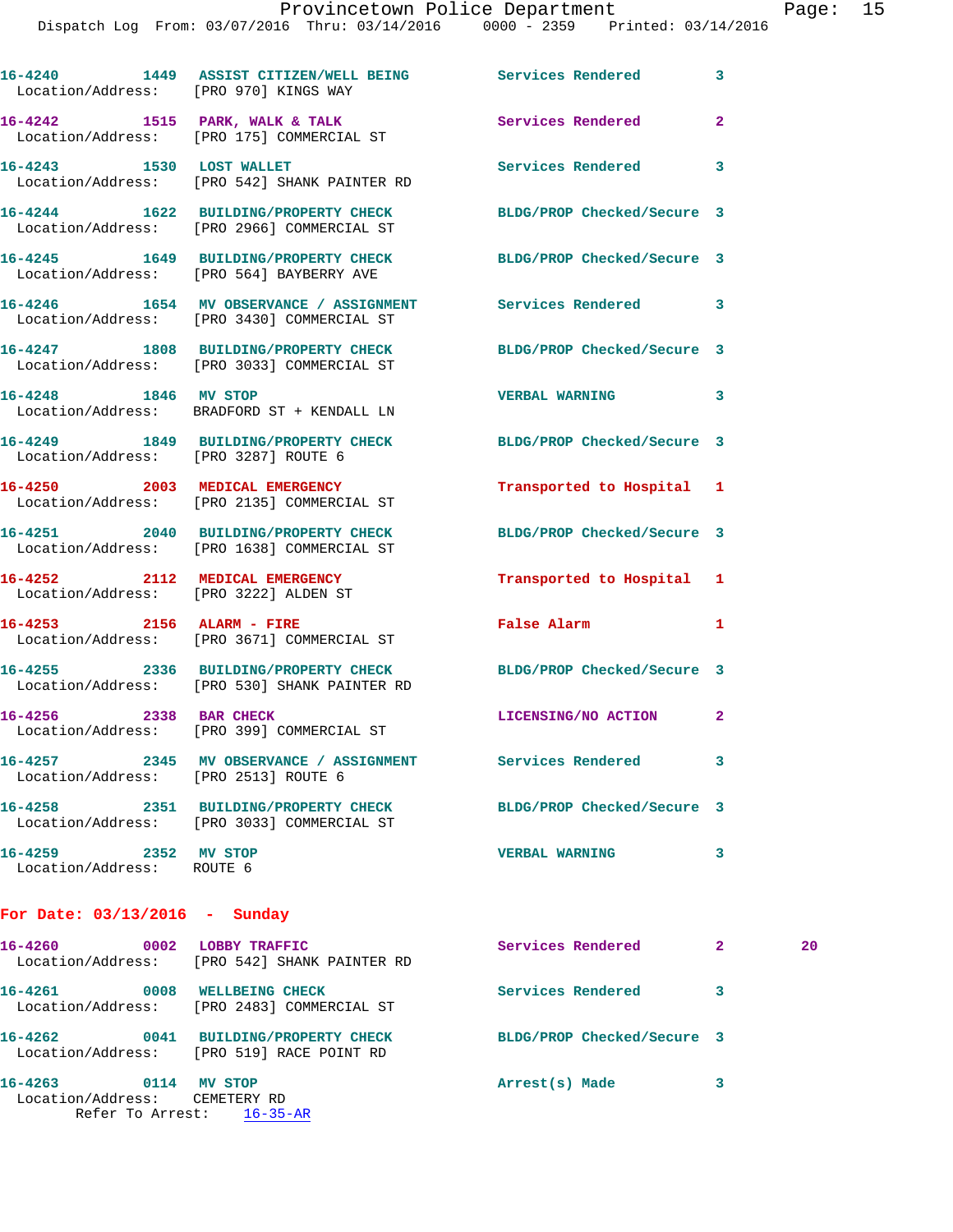16-4240 1449 ASSIST CITIZEN/WELL BEING Services Rendered 3
Location/Address: [PRO 970] KINGS WAY

16-4242 1515 PARK, WALK & TALK Services Rendered 2
Location/Address: [PRO 175] COMMERCIAL ST

16-4243 1530 LOST WALLET Services Rendered 3
Location/Address: [PRO 542] SHANK PAINTER RD

16-4244 1622 BUILDING/PROPERTY CHECK BLDG/PROP Checked/Secure 3
Location/Address: [PRO 2966] COMMERCIAL ST

16-4245 1649 BUILDING/PROPERTY CHECK BLDG/PROP Checked/Secure 3
Location/Address: [PRO 564] BAYBERRY AVE

16-4246 1654 MV OBSERVANCE / ASSIGNMENT Services Rendered 3
Location/Address: [PRO 3430] COMMERCIAL ST

16-4247 1808 BUILDING/PROPERTY CHECK BLDG/PROP Checked/Secure 3
Location/Address: [PRO 3033] COMMERCIAL ST

16-4248 1846 MV STOP VERBAL WARNING 3
Location/Address: BRADFORD ST + KENDALL LN

16-4249 1849 BUILDING/PROPERTY CHECK BLDG/PROP Checked/Secure 3
Location/Address: [PRO 3287] ROUTE 6

16-4250 2003 MEDICAL EMERGENCY Transported to Hospital 1
Location/Address: [PRO 2135] COMMERCIAL ST

16-4251 2040 BUILDING/PROPERTY CHECK BLDG/PROP Checked/Secure 3
Location/Address: [PRO 1638] COMMERCIAL ST

16-4252 2112 MEDICAL EMERGENCY Transported to Hospital 1
Location/Address: [PRO 3222] ALDEN ST

16-4253 2156 ALARM - FIRE False Alarm 1
Location/Address: [PRO 3671] COMMERCIAL ST

16-4255 2336 BUILDING/PROPERTY CHECK BLDG/PROP Checked/Secure 3
Location/Address: [PRO 530] SHANK PAINTER RD

16-4256 2338 BAR CHECK LICENSING/NO ACTION 2
Location/Address: [PRO 399] COMMERCIAL ST

16-4257 2345 MV OBSERVANCE / ASSIGNMENT Services Rendered 3
Location/Address: [PRO 2513] ROUTE 6

16-4258 2351 BUILDING/PROPERTY CHECK BLDG/PROP Checked/Secure 3
Location/Address: [PRO 3033] COMMERCIAL ST

16-4259 2352 MV STOP VERBAL WARNING 3
Location/Address: ROUTE 6

## For Date: 03/13/2016 - Sunday

16-4260 0002 LOBBY TRAFFIC Services Rendered 2 20
Location/Address: [PRO 542] SHANK PAINTER RD

16-4261 0008 WELLBEING CHECK Services Rendered 3
Location/Address: [PRO 2483] COMMERCIAL ST

16-4262 0041 BUILDING/PROPERTY CHECK BLDG/PROP Checked/Secure 3
Location/Address: [PRO 519] RACE POINT RD

16-4263 0114 MV STOP Arrest(s) Made 3
Location/Address: CEMETERY RD
Refer To Arrest: 16-35-AR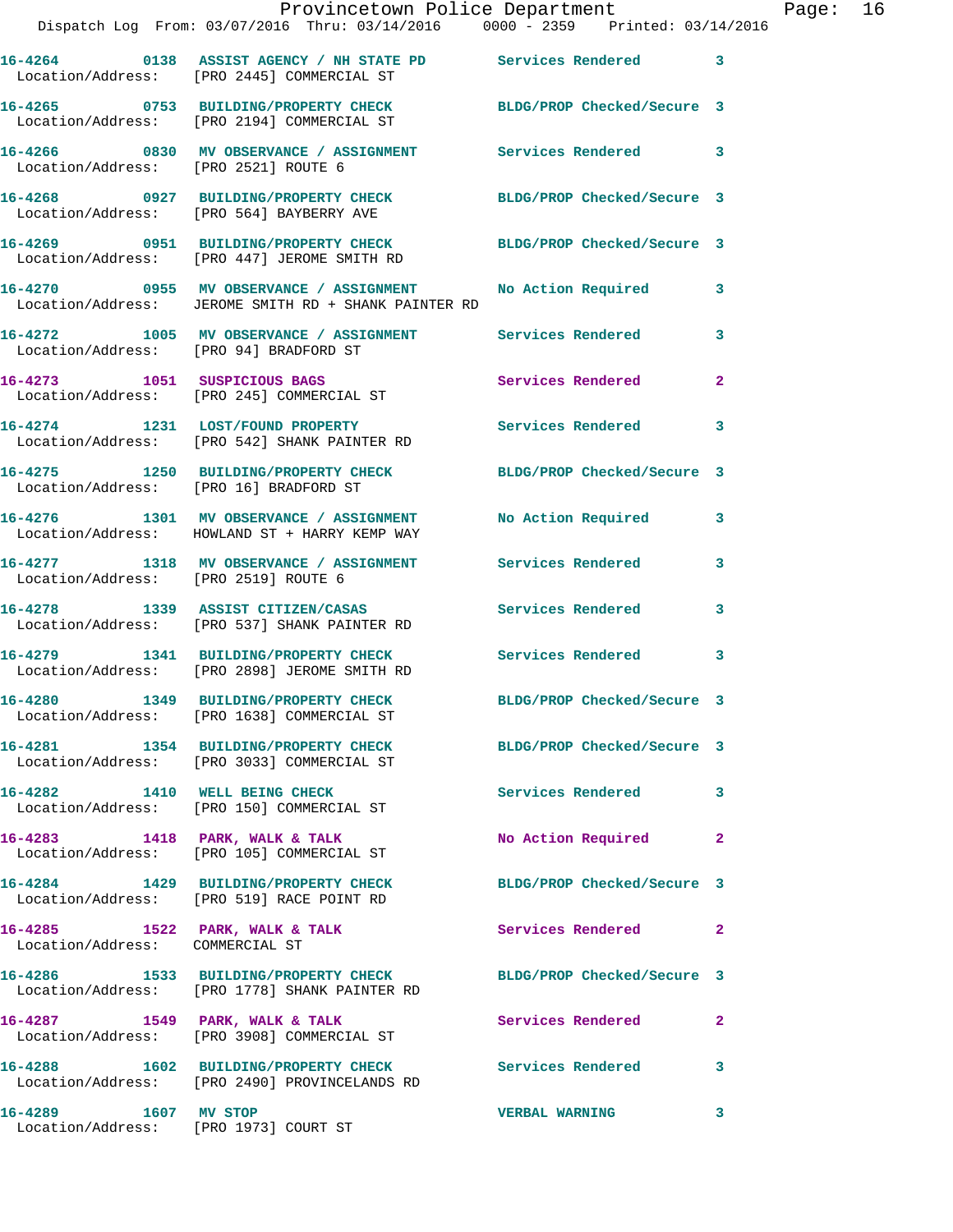| Call # | Time | Call Type | Action | Priority |
|---|---|---|---|---|
| 16-4264 | 0138 | ASSIST AGENCY / NH STATE PD | Services Rendered | 3 |
| Location/Address: [PRO 2445] COMMERCIAL ST | | | | |
| 16-4265 | 0753 | BUILDING/PROPERTY CHECK | BLDG/PROP Checked/Secure | 3 |
| Location/Address: [PRO 2194] COMMERCIAL ST | | | | |
| 16-4266 | 0830 | MV OBSERVANCE / ASSIGNMENT | Services Rendered | 3 |
| Location/Address: [PRO 2521] ROUTE 6 | | | | |
| 16-4268 | 0927 | BUILDING/PROPERTY CHECK | BLDG/PROP Checked/Secure | 3 |
| Location/Address: [PRO 564] BAYBERRY AVE | | | | |
| 16-4269 | 0951 | BUILDING/PROPERTY CHECK | BLDG/PROP Checked/Secure | 3 |
| Location/Address: [PRO 447] JEROME SMITH RD | | | | |
| 16-4270 | 0955 | MV OBSERVANCE / ASSIGNMENT | No Action Required | 3 |
| Location/Address: JEROME SMITH RD + SHANK PAINTER RD | | | | |
| 16-4272 | 1005 | MV OBSERVANCE / ASSIGNMENT | Services Rendered | 3 |
| Location/Address: [PRO 94] BRADFORD ST | | | | |
| 16-4273 | 1051 | SUSPICIOUS BAGS | Services Rendered | 2 |
| Location/Address: [PRO 245] COMMERCIAL ST | | | | |
| 16-4274 | 1231 | LOST/FOUND PROPERTY | Services Rendered | 3 |
| Location/Address: [PRO 542] SHANK PAINTER RD | | | | |
| 16-4275 | 1250 | BUILDING/PROPERTY CHECK | BLDG/PROP Checked/Secure | 3 |
| Location/Address: [PRO 16] BRADFORD ST | | | | |
| 16-4276 | 1301 | MV OBSERVANCE / ASSIGNMENT | No Action Required | 3 |
| Location/Address: HOWLAND ST + HARRY KEMP WAY | | | | |
| 16-4277 | 1318 | MV OBSERVANCE / ASSIGNMENT | Services Rendered | 3 |
| Location/Address: [PRO 2519] ROUTE 6 | | | | |
| 16-4278 | 1339 | ASSIST CITIZEN/CASAS | Services Rendered | 3 |
| Location/Address: [PRO 537] SHANK PAINTER RD | | | | |
| 16-4279 | 1341 | BUILDING/PROPERTY CHECK | Services Rendered | 3 |
| Location/Address: [PRO 2898] JEROME SMITH RD | | | | |
| 16-4280 | 1349 | BUILDING/PROPERTY CHECK | BLDG/PROP Checked/Secure | 3 |
| Location/Address: [PRO 1638] COMMERCIAL ST | | | | |
| 16-4281 | 1354 | BUILDING/PROPERTY CHECK | BLDG/PROP Checked/Secure | 3 |
| Location/Address: [PRO 3033] COMMERCIAL ST | | | | |
| 16-4282 | 1410 | WELL BEING CHECK | Services Rendered | 3 |
| Location/Address: [PRO 150] COMMERCIAL ST | | | | |
| 16-4283 | 1418 | PARK, WALK & TALK | No Action Required | 2 |
| Location/Address: [PRO 105] COMMERCIAL ST | | | | |
| 16-4284 | 1429 | BUILDING/PROPERTY CHECK | BLDG/PROP Checked/Secure | 3 |
| Location/Address: [PRO 519] RACE POINT RD | | | | |
| 16-4285 | 1522 | PARK, WALK & TALK | Services Rendered | 2 |
| Location/Address: COMMERCIAL ST | | | | |
| 16-4286 | 1533 | BUILDING/PROPERTY CHECK | BLDG/PROP Checked/Secure | 3 |
| Location/Address: [PRO 1778] SHANK PAINTER RD | | | | |
| 16-4287 | 1549 | PARK, WALK & TALK | Services Rendered | 2 |
| Location/Address: [PRO 3908] COMMERCIAL ST | | | | |
| 16-4288 | 1602 | BUILDING/PROPERTY CHECK | Services Rendered | 3 |
| Location/Address: [PRO 2490] PROVINCELANDS RD | | | | |
| 16-4289 | 1607 | MV STOP | VERBAL WARNING | 3 |
| Location/Address: [PRO 1973] COURT ST | | | | |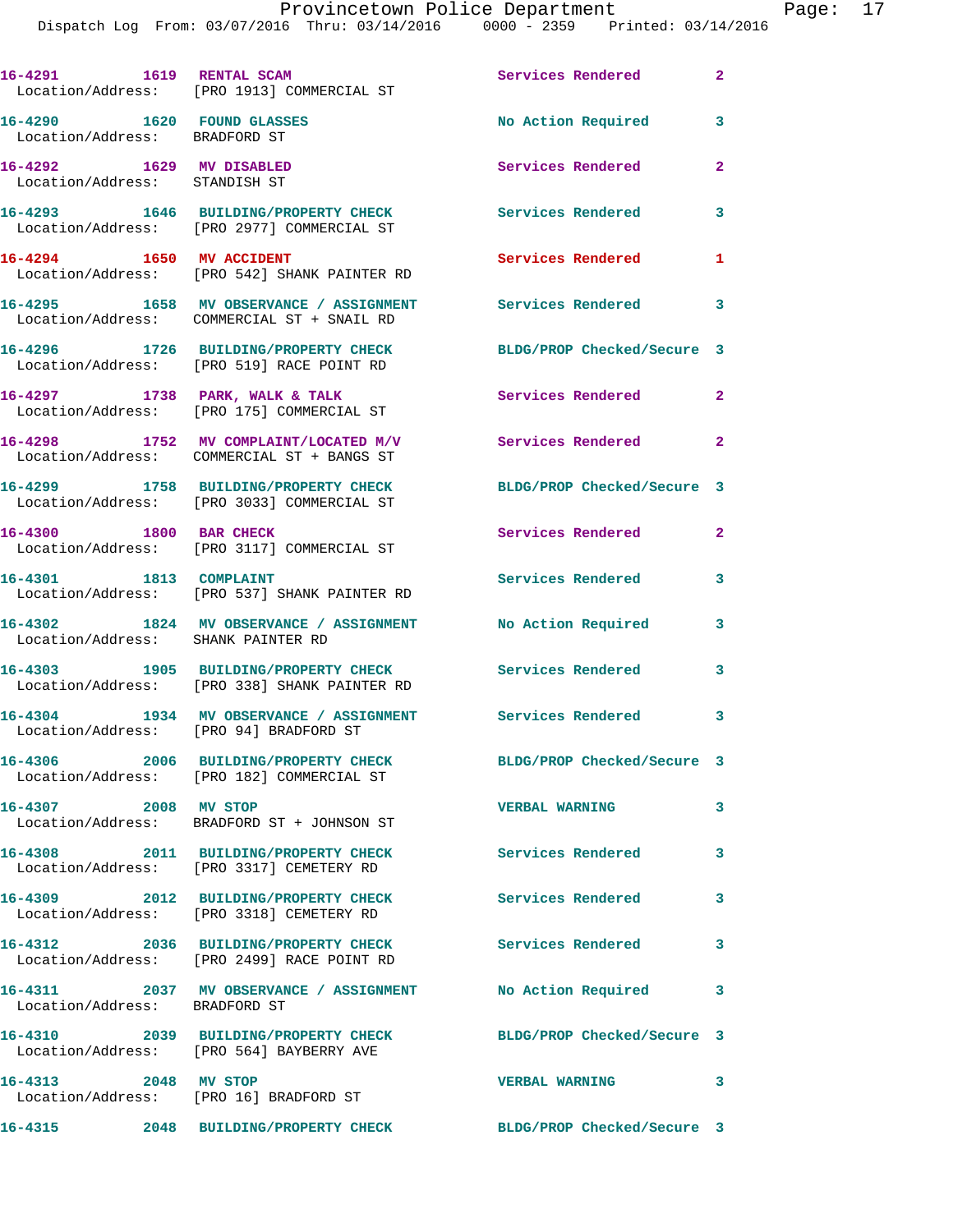16-4291 1619 RENTAL SCAM Services Rendered 2
Location/Address: [PRO 1913] COMMERCIAL ST

16-4290 1620 FOUND GLASSES No Action Required 3
Location/Address: BRADFORD ST

16-4292 1629 MV DISABLED Services Rendered 2
Location/Address: STANDISH ST

16-4293 1646 BUILDING/PROPERTY CHECK Services Rendered 3
Location/Address: [PRO 2977] COMMERCIAL ST

16-4294 1650 MV ACCIDENT Services Rendered 1
Location/Address: [PRO 542] SHANK PAINTER RD

16-4295 1658 MV OBSERVANCE / ASSIGNMENT Services Rendered 3
Location/Address: COMMERCIAL ST + SNAIL RD

16-4296 1726 BUILDING/PROPERTY CHECK BLDG/PROP Checked/Secure 3
Location/Address: [PRO 519] RACE POINT RD

16-4297 1738 PARK, WALK & TALK Services Rendered 2
Location/Address: [PRO 175] COMMERCIAL ST

16-4298 1752 MV COMPLAINT/LOCATED M/V Services Rendered 2
Location/Address: COMMERCIAL ST + BANGS ST

16-4299 1758 BUILDING/PROPERTY CHECK BLDG/PROP Checked/Secure 3
Location/Address: [PRO 3033] COMMERCIAL ST

16-4300 1800 BAR CHECK Services Rendered 2
Location/Address: [PRO 3117] COMMERCIAL ST

16-4301 1813 COMPLAINT Services Rendered 3
Location/Address: [PRO 537] SHANK PAINTER RD

16-4302 1824 MV OBSERVANCE / ASSIGNMENT No Action Required 3
Location/Address: SHANK PAINTER RD

16-4303 1905 BUILDING/PROPERTY CHECK Services Rendered 3
Location/Address: [PRO 338] SHANK PAINTER RD

16-4304 1934 MV OBSERVANCE / ASSIGNMENT Services Rendered 3
Location/Address: [PRO 94] BRADFORD ST

16-4306 2006 BUILDING/PROPERTY CHECK BLDG/PROP Checked/Secure 3
Location/Address: [PRO 182] COMMERCIAL ST

16-4307 2008 MV STOP VERBAL WARNING 3
Location/Address: BRADFORD ST + JOHNSON ST

16-4308 2011 BUILDING/PROPERTY CHECK Services Rendered 3
Location/Address: [PRO 3317] CEMETERY RD

16-4309 2012 BUILDING/PROPERTY CHECK Services Rendered 3
Location/Address: [PRO 3318] CEMETERY RD

16-4312 2036 BUILDING/PROPERTY CHECK Services Rendered 3
Location/Address: [PRO 2499] RACE POINT RD

16-4311 2037 MV OBSERVANCE / ASSIGNMENT No Action Required 3
Location/Address: BRADFORD ST

16-4310 2039 BUILDING/PROPERTY CHECK BLDG/PROP Checked/Secure 3
Location/Address: [PRO 564] BAYBERRY AVE

16-4313 2048 MV STOP VERBAL WARNING 3
Location/Address: [PRO 16] BRADFORD ST

16-4315 2048 BUILDING/PROPERTY CHECK BLDG/PROP Checked/Secure 3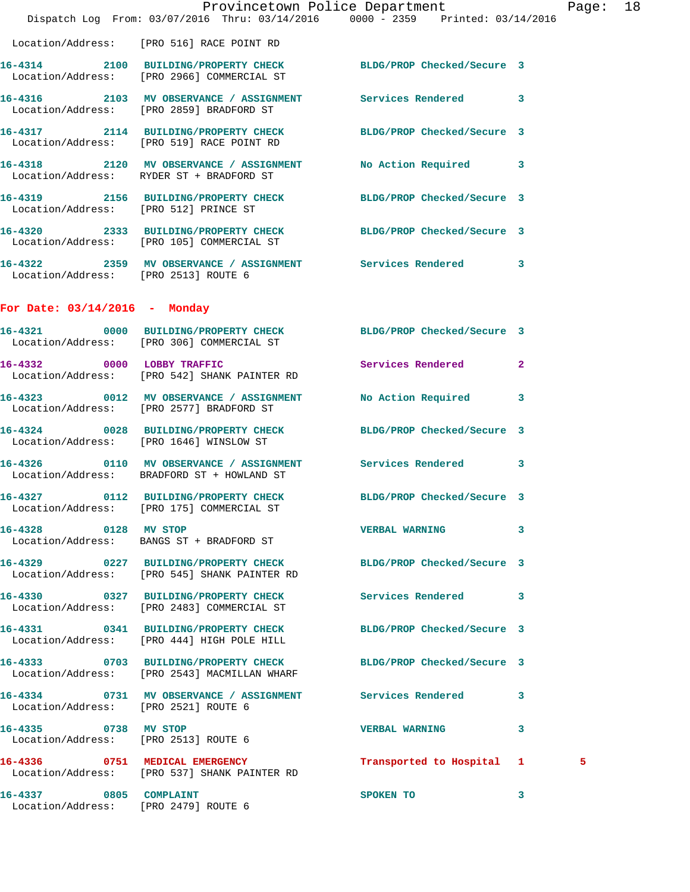Location/Address: [PRO 516] RACE POINT RD

| Call # | Time | Call Reason | Action | Priority | |
|---|---|---|---|---|---|
| 16-4314 | 2100 | BUILDING/PROPERTY CHECK | BLDG/PROP Checked/Secure | 3 | |
| Location/Address: | | [PRO 2966] COMMERCIAL ST | | | |
| 16-4316 | 2103 | MV OBSERVANCE / ASSIGNMENT | Services Rendered | 3 | |
| Location/Address: | | [PRO 2859] BRADFORD ST | | | |
| 16-4317 | 2114 | BUILDING/PROPERTY CHECK | BLDG/PROP Checked/Secure | 3 | |
| Location/Address: | | [PRO 519] RACE POINT RD | | | |
| 16-4318 | 2120 | MV OBSERVANCE / ASSIGNMENT | No Action Required | 3 | |
| Location/Address: | | RYDER ST + BRADFORD ST | | | |
| 16-4319 | 2156 | BUILDING/PROPERTY CHECK | BLDG/PROP Checked/Secure | 3 | |
| Location/Address: | | [PRO 512] PRINCE ST | | | |
| 16-4320 | 2333 | BUILDING/PROPERTY CHECK | BLDG/PROP Checked/Secure | 3 | |
| Location/Address: | | [PRO 105] COMMERCIAL ST | | | |
| 16-4322 | 2359 | MV OBSERVANCE / ASSIGNMENT | Services Rendered | 3 | |
| Location/Address: | | [PRO 2513] ROUTE 6 | | | |

## For Date: 03/14/2016 - Monday

| Call # | Time | Call Reason | Action | Priority | |
|---|---|---|---|---|---|
| 16-4321 | 0000 | BUILDING/PROPERTY CHECK | BLDG/PROP Checked/Secure | 3 | |
| Location/Address: | | [PRO 306] COMMERCIAL ST | | | |
| 16-4332 | 0000 | LOBBY TRAFFIC | Services Rendered | 2 | |
| Location/Address: | | [PRO 542] SHANK PAINTER RD | | | |
| 16-4323 | 0012 | MV OBSERVANCE / ASSIGNMENT | No Action Required | 3 | |
| Location/Address: | | [PRO 2577] BRADFORD ST | | | |
| 16-4324 | 0028 | BUILDING/PROPERTY CHECK | BLDG/PROP Checked/Secure | 3 | |
| Location/Address: | | [PRO 1646] WINSLOW ST | | | |
| 16-4326 | 0110 | MV OBSERVANCE / ASSIGNMENT | Services Rendered | 3 | |
| Location/Address: | | BRADFORD ST + HOWLAND ST | | | |
| 16-4327 | 0112 | BUILDING/PROPERTY CHECK | BLDG/PROP Checked/Secure | 3 | |
| Location/Address: | | [PRO 175] COMMERCIAL ST | | | |
| 16-4328 | 0128 | MV STOP | VERBAL WARNING | 3 | |
| Location/Address: | | BANGS ST + BRADFORD ST | | | |
| 16-4329 | 0227 | BUILDING/PROPERTY CHECK | BLDG/PROP Checked/Secure | 3 | |
| Location/Address: | | [PRO 545] SHANK PAINTER RD | | | |
| 16-4330 | 0327 | BUILDING/PROPERTY CHECK | Services Rendered | 3 | |
| Location/Address: | | [PRO 2483] COMMERCIAL ST | | | |
| 16-4331 | 0341 | BUILDING/PROPERTY CHECK | BLDG/PROP Checked/Secure | 3 | |
| Location/Address: | | [PRO 444] HIGH POLE HILL | | | |
| 16-4333 | 0703 | BUILDING/PROPERTY CHECK | BLDG/PROP Checked/Secure | 3 | |
| Location/Address: | | [PRO 2543] MACMILLAN WHARF | | | |
| 16-4334 | 0731 | MV OBSERVANCE / ASSIGNMENT | Services Rendered | 3 | |
| Location/Address: | | [PRO 2521] ROUTE 6 | | | |
| 16-4335 | 0738 | MV STOP | VERBAL WARNING | 3 | |
| Location/Address: | | [PRO 2513] ROUTE 6 | | | |
| 16-4336 | 0751 | MEDICAL EMERGENCY | Transported to Hospital | 1 | 5 |
| Location/Address: | | [PRO 537] SHANK PAINTER RD | | | |
| 16-4337 | 0805 | COMPLAINT | SPOKEN TO | 3 | |
| Location/Address: | | [PRO 2479] ROUTE 6 | | | |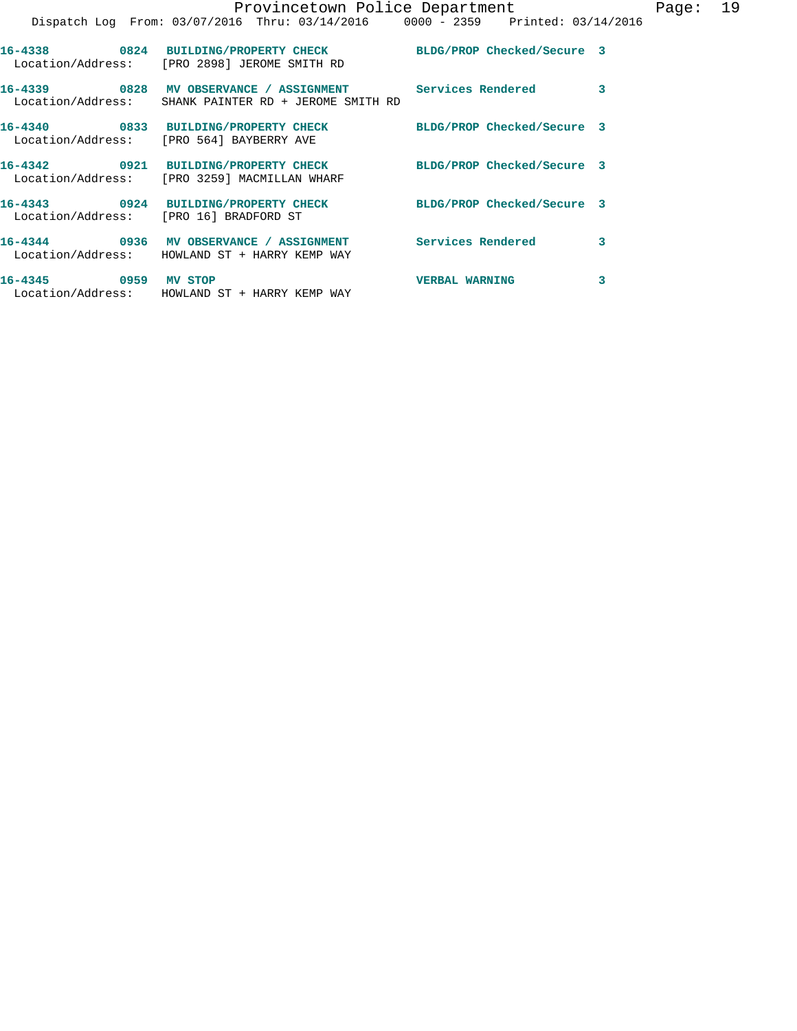16-4338 0824 BUILDING/PROPERTY CHECK BLDG/PROP Checked/Secure 3
Location/Address: [PRO 2898] JEROME SMITH RD

16-4339 0828 MV OBSERVANCE / ASSIGNMENT Services Rendered 3
Location/Address: SHANK PAINTER RD + JEROME SMITH RD

16-4340 0833 BUILDING/PROPERTY CHECK BLDG/PROP Checked/Secure 3
Location/Address: [PRO 564] BAYBERRY AVE

16-4342 0921 BUILDING/PROPERTY CHECK BLDG/PROP Checked/Secure 3
Location/Address: [PRO 3259] MACMILLAN WHARF

16-4343 0924 BUILDING/PROPERTY CHECK BLDG/PROP Checked/Secure 3
Location/Address: [PRO 16] BRADFORD ST

16-4344 0936 MV OBSERVANCE / ASSIGNMENT Services Rendered 3
Location/Address: HOWLAND ST + HARRY KEMP WAY

16-4345 0959 MV STOP VERBAL WARNING 3
Location/Address: HOWLAND ST + HARRY KEMP WAY